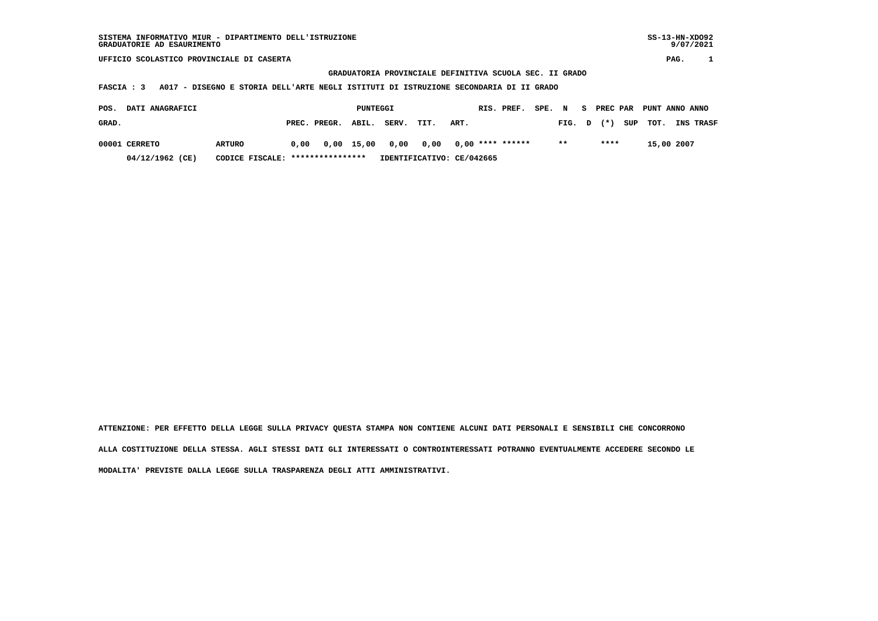SISTEMA INFORMATIVO MIUR - DIPARTIMENTO DELL'ISTRUZIONE
GRADUATORIE AD ESAURIMENTO

UFFICIO SCOLASTICO PROVINCIALE DI CASERTA

GRADUATORIA PROVINCIALE DEFINITIVA SCUOLA SEC. II GRADO

FASCIA : 3   A017 - DISEGNO E STORIA DELL'ARTE NEGLI ISTITUTI DI ISTRUZIONE SECONDARIA DI II GRADO

| POS. GRAD. | DATI ANAGRAFICI | | PUNTEGGI PREC. | PREGR. | ABIL. | SERV. | TIT. | ART. | RIS. | PREF. | SPE. | N FIG. | S D | PREC PAR (*) | SUP | PUNT TOT. | ANNO INS | ANNO TRASF |
|---|---|---|---|---|---|---|---|---|---|---|---|---|---|---|---|---|---|---|
| 00001 | CERRETO | ARTURO | 0,00 | 0,00 | 15,00 | 0,00 | 0,00 | 0,00 | **** | ****** | | ** | | **** | | 15,00 | 2007 | |
| | 04/12/1962 (CE) | CODICE FISCALE: **************** | IDENTIFICATIVO: CE/042665 | | | | | | | | | | | | | | | |

ATTENZIONE: PER EFFETTO DELLA LEGGE SULLA PRIVACY QUESTA STAMPA NON CONTIENE ALCUNI DATI PERSONALI E SENSIBILI CHE CONCORRONO ALLA COSTITUZIONE DELLA STESSA. AGLI STESSI DATI GLI INTERESSATI O CONTROINTERESSATI POTRANNO EVENTUALMENTE ACCEDERE SECONDO LE MODALITA' PREVISTE DALLA LEGGE SULLA TRASPARENZA DEGLI ATTI AMMINISTRATIVI.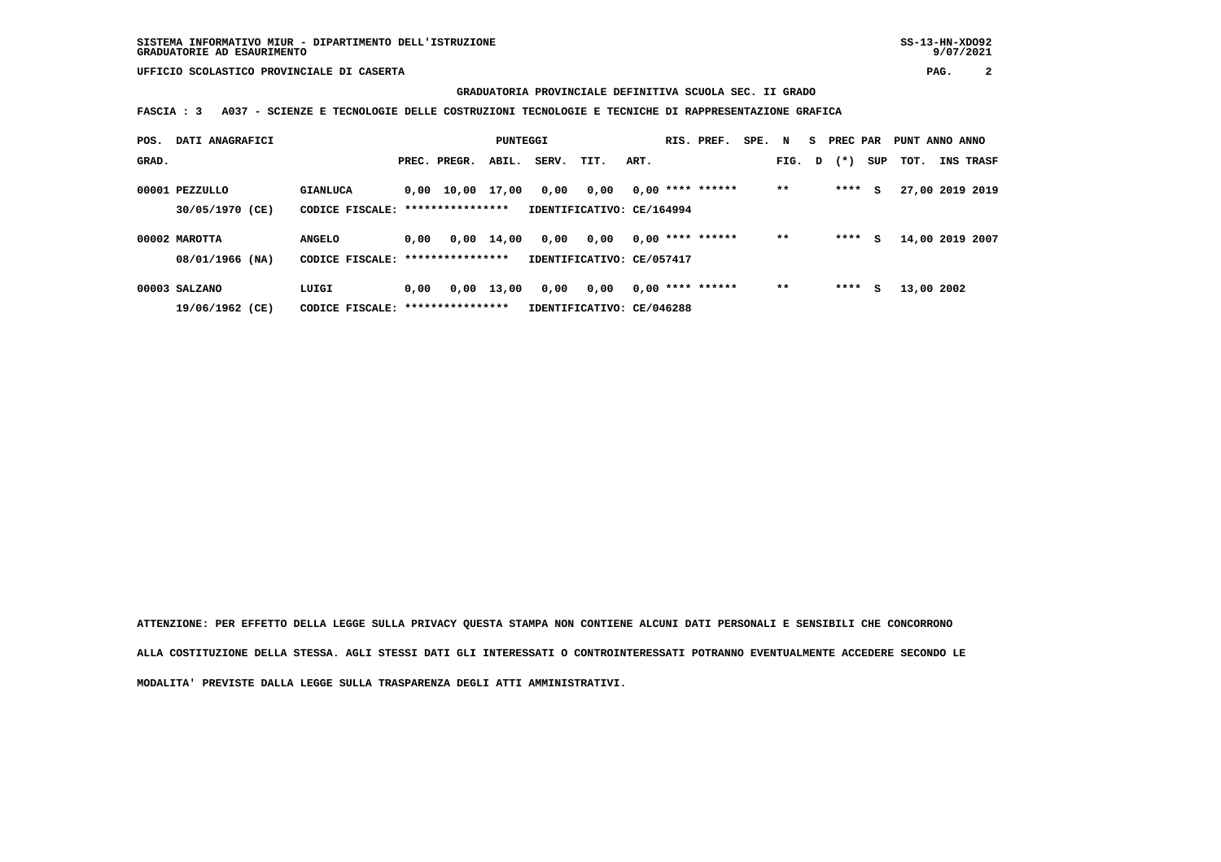SISTEMA INFORMATIVO MIUR - DIPARTIMENTO DELL'ISTRUZIONE
GRADUATORIE AD ESAURIMENTO

UFFICIO SCOLASTICO PROVINCIALE DI CASERTA

**GRADUATORIA PROVINCIALE DEFINITIVA SCUOLA SEC. II GRADO**

**FASCIA : 3 A037 - SCIENZE E TECNOLOGIE DELLE COSTRUZIONI TECNOLOGIE E TECNICHE DI RAPPRESENTAZIONE GRAFICA**

| POS. GRAD. | DATI ANAGRAFICI | | PREC. | PREGR. | ABIL. | SERV. | TIT. | ART. | RIS. | PREF. | SPE. | N FIG. | S D | PREC PAR (*) | SUP | PUNT TOT. | ANNO INS | ANNO TRASF |
|---|---|---|---|---|---|---|---|---|---|---|---|---|---|---|---|---|---|---|
| 00001 | PEZZULLO | GIANLUCA | 0,00 | 10,00 | 17,00 | 0,00 | 0,00 | 0,00 | **** | ****** | | ** | | **** | S | 27,00 | 2019 | 2019 |
| | 30/05/1970 (CE) | CODICE FISCALE: **************** | IDENTIFICATIVO: CE/164994 | | | | | | | | | | | | | | | |
| 00002 | MAROTTA | ANGELO | 0,00 | 0,00 | 14,00 | 0,00 | 0,00 | 0,00 | **** | ****** | | ** | | **** | S | 14,00 | 2019 | 2007 |
| | 08/01/1966 (NA) | CODICE FISCALE: **************** | IDENTIFICATIVO: CE/057417 | | | | | | | | | | | | | | | |
| 00003 | SALZANO | LUIGI | 0,00 | 0,00 | 13,00 | 0,00 | 0,00 | 0,00 | **** | ****** | | ** | | **** | S | 13,00 | 2002 | |
| | 19/06/1962 (CE) | CODICE FISCALE: **************** | IDENTIFICATIVO: CE/046288 | | | | | | | | | | | | | | | |

ATTENZIONE: PER EFFETTO DELLA LEGGE SULLA PRIVACY QUESTA STAMPA NON CONTIENE ALCUNI DATI PERSONALI E SENSIBILI CHE CONCORRONO ALLA COSTITUZIONE DELLA STESSA. AGLI STESSI DATI GLI INTERESSATI O CONTROINTERESSATI POTRANNO EVENTUALMENTE ACCEDERE SECONDO LE MODALITA' PREVISTE DALLA LEGGE SULLA TRASPARENZA DEGLI ATTI AMMINISTRATIVI.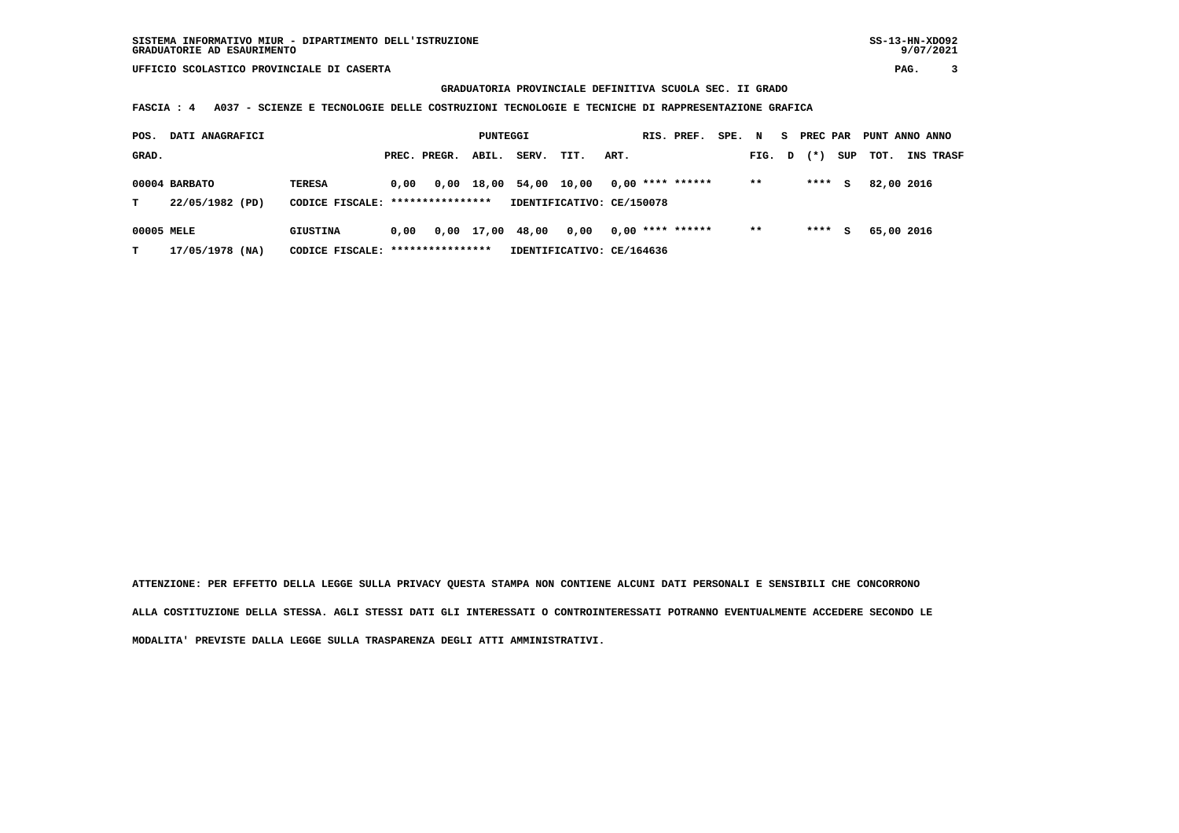SISTEMA INFORMATIVO MIUR - DIPARTIMENTO DELL'ISTRUZIONE
GRADUATORIE AD ESAURIMENTO

UFFICIO SCOLASTICO PROVINCIALE DI CASERTA

GRADUATORIA PROVINCIALE DEFINITIVA SCUOLA SEC. II GRADO

FASCIA : 4 A037 - SCIENZE E TECNOLOGIE DELLE COSTRUZIONI TECNOLOGIE E TECNICHE DI RAPPRESENTAZIONE GRAFICA

| POS. GRAD. | DATI ANAGRAFICI | | PREC. | PREGR. | ABIL. | SERV. | TIT. | ART. | RIS. | PREF. | SPE. | N FIG. | S D | PREC PAR (*) | SUP | PUNT TOT. | ANNO INS | ANNO TRASF |
|---|---|---|---|---|---|---|---|---|---|---|---|---|---|---|---|---|---|---|
| 00004 | BARBATO | TERESA | 0,00 | 0,00 | 18,00 | 54,00 | 10,00 | 0,00 | **** | ****** | | ** | | **** | S | 82,00 | 2016 | |
| T | 22/05/1982 (PD) | CODICE FISCALE: **************** | IDENTIFICATIVO: CE/150078 | | | | | | | | | | | | | | | |
| 00005 | MELE | GIUSTINA | 0,00 | 0,00 | 17,00 | 48,00 | 0,00 | 0,00 | **** | ****** | | ** | | **** | S | 65,00 | 2016 | |
| T | 17/05/1978 (NA) | CODICE FISCALE: **************** | IDENTIFICATIVO: CE/164636 | | | | | | | | | | | | | | | |

ATTENZIONE: PER EFFETTO DELLA LEGGE SULLA PRIVACY QUESTA STAMPA NON CONTIENE ALCUNI DATI PERSONALI E SENSIBILI CHE CONCORRONO ALLA COSTITUZIONE DELLA STESSA. AGLI STESSI DATI GLI INTERESSATI O CONTROINTERESSATI POTRANNO EVENTUALMENTE ACCEDERE SECONDO LE MODALITA' PREVISTE DALLA LEGGE SULLA TRASPARENZA DEGLI ATTI AMMINISTRATIVI.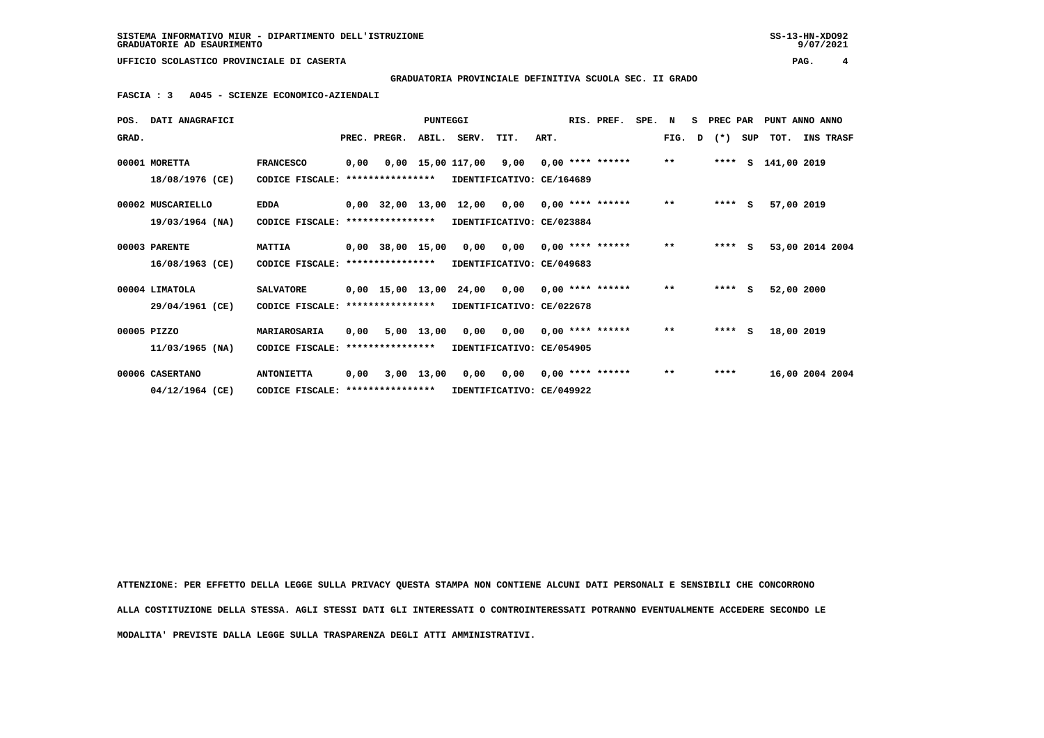UFFICIO SCOLASTICO PROVINCIALE DI CASERTA

**GRADUATORIA PROVINCIALE DEFINITIVA SCUOLA SEC. II GRADO**

**FASCIA : 3 A045 - SCIENZE ECONOMICO-AZIENDALI**

| POS. GRAD. | DATI ANAGRAFICI | | PREC. | PREGR. | ABIL. | SERV. | TIT. | ART. | RIS. PREF. | SPE. | N FIG. | S D | PREC PAR (*) | SUP | PUNT TOT. | ANNO INS | ANNO TRASF |
|---|---|---|---|---|---|---|---|---|---|---|---|---|---|---|---|---|---|
| 00001 | MORETTA 18/08/1976 (CE) | FRANCESCO CODICE FISCALE: **************** IDENTIFICATIVO: CE/164689 | 0,00 | 0,00 | 15,00 | 117,00 | 9,00 | 0,00 | **** ****** | | ** | | **** | S | 141,00 | 2019 | |
| 00002 | MUSCARIELLO 19/03/1964 (NA) | EDDA CODICE FISCALE: **************** IDENTIFICATIVO: CE/023884 | 0,00 | 32,00 | 13,00 | 12,00 | 0,00 | 0,00 | **** ****** | | ** | | **** | S | 57,00 | 2019 | |
| 00003 | PARENTE 16/08/1963 (CE) | MATTIA CODICE FISCALE: **************** IDENTIFICATIVO: CE/049683 | 0,00 | 38,00 | 15,00 | 0,00 | 0,00 | 0,00 | **** ****** | | ** | | **** | S | 53,00 | 2014 | 2004 |
| 00004 | LIMATOLA 29/04/1961 (CE) | SALVATORE CODICE FISCALE: **************** IDENTIFICATIVO: CE/022678 | 0,00 | 15,00 | 13,00 | 24,00 | 0,00 | 0,00 | **** ****** | | ** | | **** | S | 52,00 | 2000 | |
| 00005 | PIZZO 11/03/1965 (NA) | MARIAROSARIA CODICE FISCALE: **************** IDENTIFICATIVO: CE/054905 | 0,00 | 5,00 | 13,00 | 0,00 | 0,00 | 0,00 | **** ****** | | ** | | **** | S | 18,00 | 2019 | |
| 00006 | CASERTANO 04/12/1964 (CE) | ANTONIETTA CODICE FISCALE: **************** IDENTIFICATIVO: CE/049922 | 0,00 | 3,00 | 13,00 | 0,00 | 0,00 | 0,00 | **** ****** | | ** | | **** | | 16,00 | 2004 | 2004 |

ATTENZIONE: PER EFFETTO DELLA LEGGE SULLA PRIVACY QUESTA STAMPA NON CONTIENE ALCUNI DATI PERSONALI E SENSIBILI CHE CONCORRONO ALLA COSTITUZIONE DELLA STESSA. AGLI STESSI DATI GLI INTERESSATI O CONTROINTERESSATI POTRANNO EVENTUALMENTE ACCEDERE SECONDO LE MODALITA' PREVISTE DALLA LEGGE SULLA TRASPARENZA DEGLI ATTI AMMINISTRATIVI.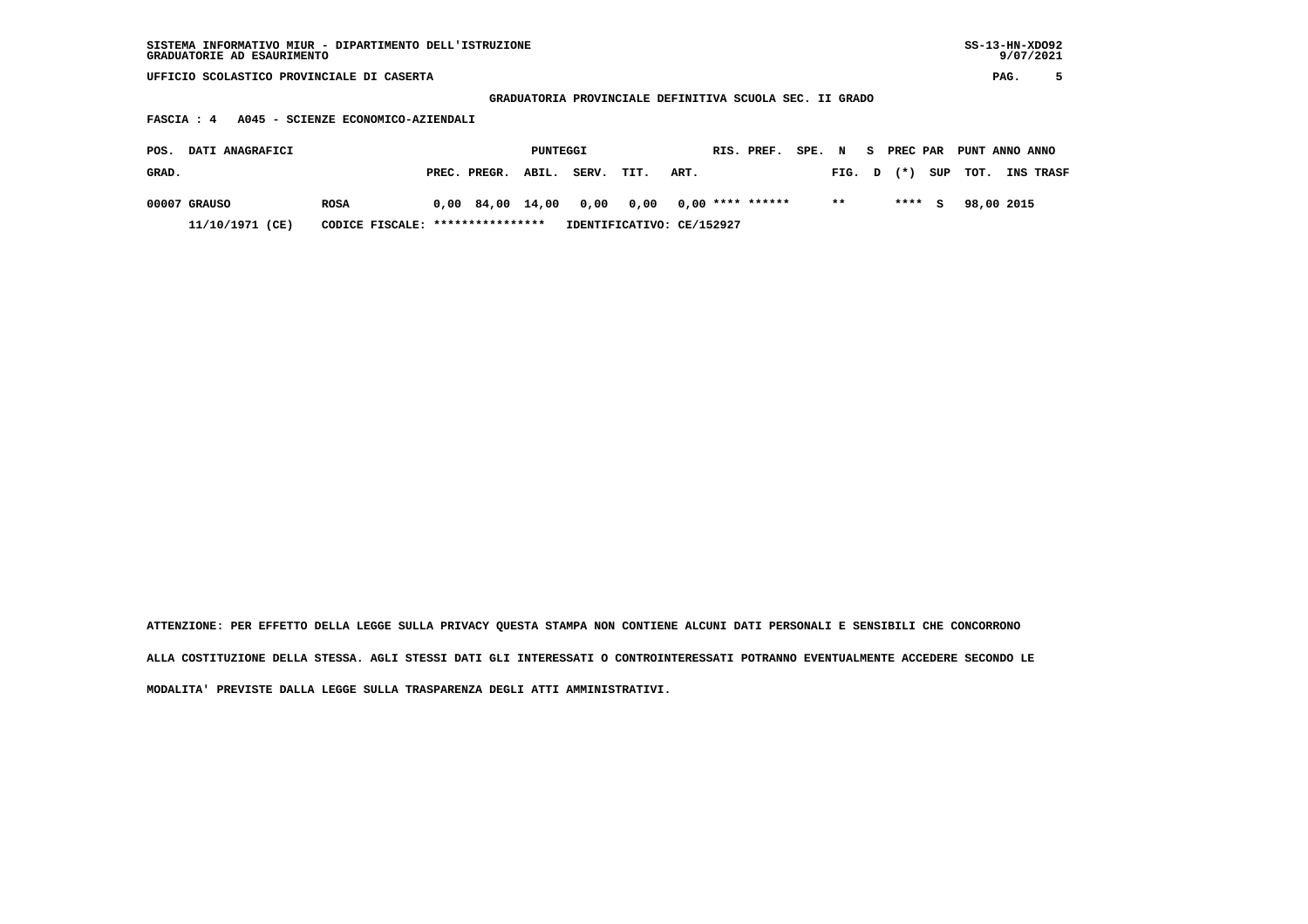SISTEMA INFORMATIVO MIUR - DIPARTIMENTO DELL'ISTRUZIONE
GRADUATORIE AD ESAURIMENTO

UFFICIO SCOLASTICO PROVINCIALE DI CASERTA

GRADUATORIA PROVINCIALE DEFINITIVA SCUOLA SEC. II GRADO

FASCIA : 4 A045 - SCIENZE ECONOMICO-AZIENDALI

| POS. GRAD. | DATI ANAGRAFICI | | PUNTEGGI PREC. | PREGR. | ABIL. | SERV. | TIT. | ART. | RIS. | PREF. | SPE. FIG. | N D | S (*) | PREC PAR SUP | PUNT TOT. | ANNO INS | ANNO TRASF |
|---|---|---|---|---|---|---|---|---|---|---|---|---|---|---|---|---|---|
| 00007 | GRAUSO | ROSA | 0,00 | 84,00 | 14,00 | 0,00 | 0,00 | 0,00 | **** | ****** | ** | | **** | S | 98,00 | 2015 | |
| | 11/10/1971 (CE) | CODICE FISCALE: **************** | IDENTIFICATIVO: CE/152927 | | | | | | | | | | | | | | |

ATTENZIONE: PER EFFETTO DELLA LEGGE SULLA PRIVACY QUESTA STAMPA NON CONTIENE ALCUNI DATI PERSONALI E SENSIBILI CHE CONCORRONO ALLA COSTITUZIONE DELLA STESSA. AGLI STESSI DATI GLI INTERESSATI O CONTROINTERESSATI POTRANNO EVENTUALMENTE ACCEDERE SECONDO LE MODALITA' PREVISTE DALLA LEGGE SULLA TRASPARENZA DEGLI ATTI AMMINISTRATIVI.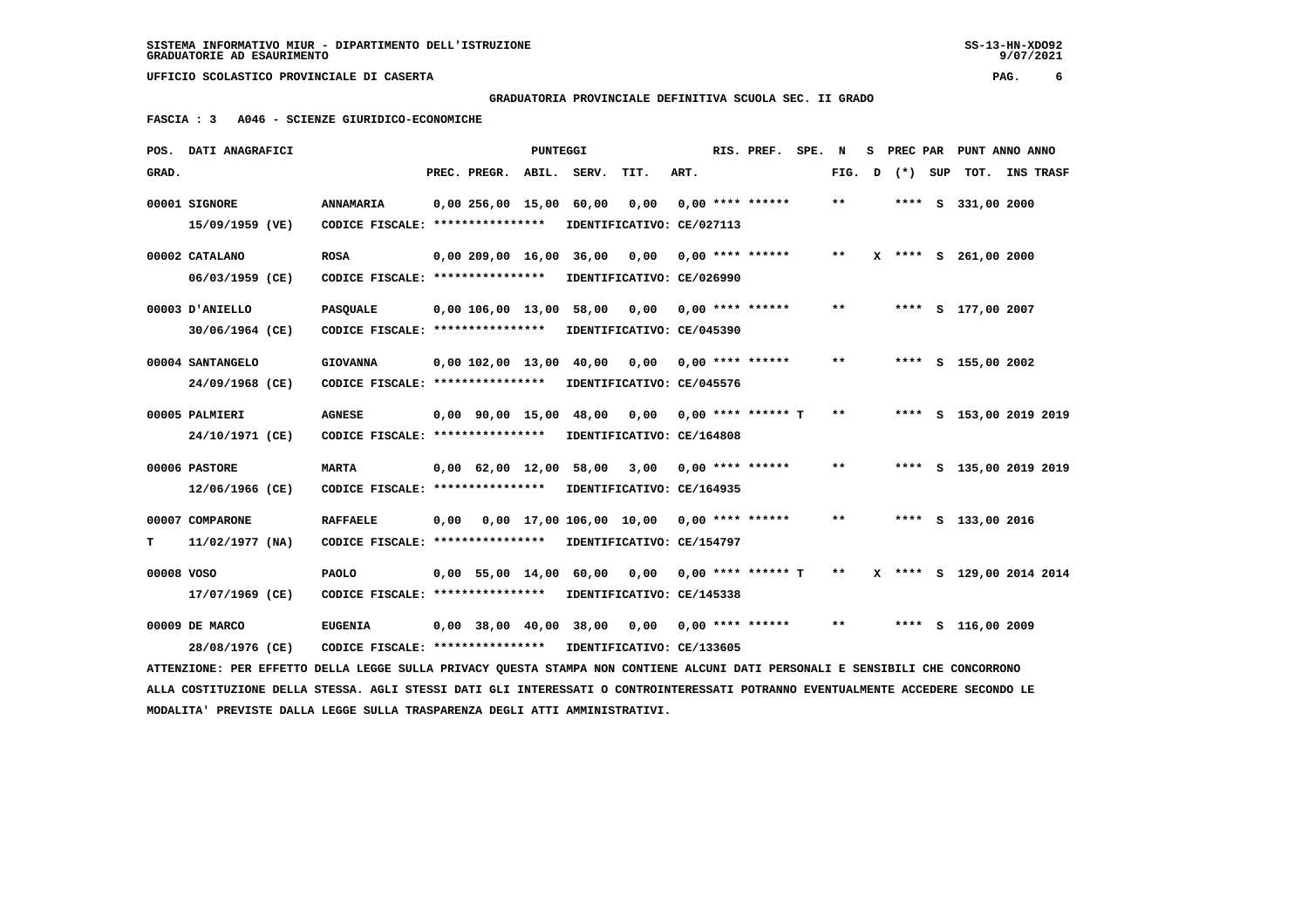SISTEMA INFORMATIVO MIUR - DIPARTIMENTO DELL'ISTRUZIONE
GRADUATORIE AD ESAURIMENTO

UFFICIO SCOLASTICO PROVINCIALE DI CASERTA

**GRADUATORIA PROVINCIALE DEFINITIVA SCUOLA SEC. II GRADO**

**FASCIA : 3 A046 - SCIENZE GIURIDICO-ECONOMICHE**

| POS. GRAD. | DATI ANAGRAFICI | | PREC. | PREGR. | ABIL. | SERV. | TIT. | ART. | RIS. PREF. | SPE. N FIG. | S D | PREC PAR (*) | SUP | PUNT TOT. | ANNO INS | TRASF |
|---|---|---|---|---|---|---|---|---|---|---|---|---|---|---|---|---|
| 00001 | SIGNORE 15/09/1959 (VE) | ANNAMARIA CODICE FISCALE: **************** | 0,00 | 256,00 | 15,00 | 60,00 | 0,00 | 0,00 | **** ****** | ** | | **** | S | 331,00 | 2000 | |
| | | IDENTIFICATIVO: CE/027113 | | | | | | | | | | | | | | |
| 00002 | CATALANO 06/03/1959 (CE) | ROSA CODICE FISCALE: **************** | 0,00 | 209,00 | 16,00 | 36,00 | 0,00 | 0,00 | **** ****** | ** | X | **** | S | 261,00 | 2000 | |
| | | IDENTIFICATIVO: CE/026990 | | | | | | | | | | | | | | |
| 00003 | D'ANIELLO 30/06/1964 (CE) | PASQUALE CODICE FISCALE: **************** | 0,00 | 106,00 | 13,00 | 58,00 | 0,00 | 0,00 | **** ****** | ** | | **** | S | 177,00 | 2007 | |
| | | IDENTIFICATIVO: CE/045390 | | | | | | | | | | | | | | |
| 00004 | SANTANGELO 24/09/1968 (CE) | GIOVANNA CODICE FISCALE: **************** | 0,00 | 102,00 | 13,00 | 40,00 | 0,00 | 0,00 | **** ****** | ** | | **** | S | 155,00 | 2002 | |
| | | IDENTIFICATIVO: CE/045576 | | | | | | | | | | | | | | |
| 00005 | PALMIERI 24/10/1971 (CE) | AGNESE CODICE FISCALE: **************** | 0,00 | 90,00 | 15,00 | 48,00 | 0,00 | 0,00 | **** ****** T | ** | | **** | S | 153,00 | 2019 | 2019 |
| | | IDENTIFICATIVO: CE/164808 | | | | | | | | | | | | | | |
| 00006 | PASTORE 12/06/1966 (CE) | MARTA CODICE FISCALE: **************** | 0,00 | 62,00 | 12,00 | 58,00 | 3,00 | 0,00 | **** ****** | ** | | **** | S | 135,00 | 2019 | 2019 |
| | | IDENTIFICATIVO: CE/164935 | | | | | | | | | | | | | | |
| 00007 | COMPARONE T 11/02/1977 (NA) | RAFFAELE CODICE FISCALE: **************** | 0,00 | 0,00 | 17,00 | 106,00 | 10,00 | 0,00 | **** ****** | ** | | **** | S | 133,00 | 2016 | |
| | | IDENTIFICATIVO: CE/154797 | | | | | | | | | | | | | | |
| 00008 | VOSO 17/07/1969 (CE) | PAOLO CODICE FISCALE: **************** | 0,00 | 55,00 | 14,00 | 60,00 | 0,00 | 0,00 | **** ****** T | ** | X | **** | S | 129,00 | 2014 | 2014 |
| | | IDENTIFICATIVO: CE/145338 | | | | | | | | | | | | | | |
| 00009 | DE MARCO 28/08/1976 (CE) | EUGENIA CODICE FISCALE: **************** | 0,00 | 38,00 | 40,00 | 38,00 | 0,00 | 0,00 | **** ****** | ** | | **** | S | 116,00 | 2009 | |
| | | IDENTIFICATIVO: CE/133605 | | | | | | | | | | | | | | |

ATTENZIONE: PER EFFETTO DELLA LEGGE SULLA PRIVACY QUESTA STAMPA NON CONTIENE ALCUNI DATI PERSONALI E SENSIBILI CHE CONCORRONO ALLA COSTITUZIONE DELLA STESSA. AGLI STESSI DATI GLI INTERESSATI O CONTROINTERESSATI POTRANNO EVENTUALMENTE ACCEDERE SECONDO LE MODALITA' PREVISTE DALLA LEGGE SULLA TRASPARENZA DEGLI ATTI AMMINISTRATIVI.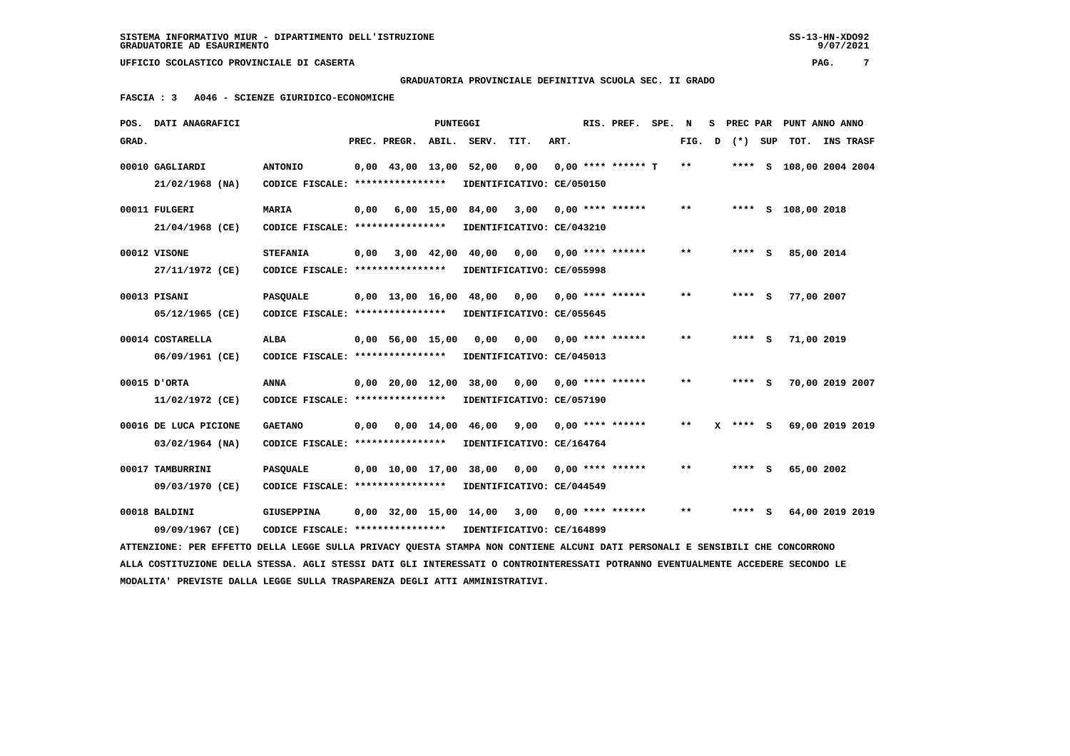SISTEMA INFORMATIVO MIUR - DIPARTIMENTO DELL'ISTRUZIONE
GRADUATORIE AD ESAURIMENTO

UFFICIO SCOLASTICO PROVINCIALE DI CASERTA

GRADUATORIA PROVINCIALE DEFINITIVA SCUOLA SEC. II GRADO

FASCIA : 3 A046 - SCIENZE GIURIDICO-ECONOMICHE

| POS. GRAD. | DATI ANAGRAFICI | | PREC. | PREGR. | ABIL. | SERV. | TIT. | ART. | RIS. | PREF. | SPE. | N FIG. | S D | PREC PAR (*) | SUP | PUNT TOT. | ANNO INS | ANNO TRASF |
|---|---|---|---|---|---|---|---|---|---|---|---|---|---|---|---|---|---|---|
| 00010 | GAGLIARDI 21/02/1968 (NA) | ANTONIO CODICE FISCALE: **************** IDENTIFICATIVO: CE/050150 | 0,00 | 43,00 | 13,00 | 52,00 | 0,00 | 0,00 | **** | ****** | T | ** | | **** | S | 108,00 | 2004 | 2004 |
| 00011 | FULGERI 21/04/1968 (CE) | MARIA CODICE FISCALE: **************** IDENTIFICATIVO: CE/043210 | 0,00 | 6,00 | 15,00 | 84,00 | 3,00 | 0,00 | **** | ****** | | ** | | **** | S | 108,00 | 2018 | |
| 00012 | VISONE 27/11/1972 (CE) | STEFANIA CODICE FISCALE: **************** IDENTIFICATIVO: CE/055998 | 0,00 | 3,00 | 42,00 | 40,00 | 0,00 | 0,00 | **** | ****** | | ** | | **** | S | 85,00 | 2014 | |
| 00013 | PISANI 05/12/1965 (CE) | PASQUALE CODICE FISCALE: **************** IDENTIFICATIVO: CE/055645 | 0,00 | 13,00 | 16,00 | 48,00 | 0,00 | 0,00 | **** | ****** | | ** | | **** | S | 77,00 | 2007 | |
| 00014 | COSTARELLA 06/09/1961 (CE) | ALBA CODICE FISCALE: **************** IDENTIFICATIVO: CE/045013 | 0,00 | 56,00 | 15,00 | 0,00 | 0,00 | 0,00 | **** | ****** | | ** | | **** | S | 71,00 | 2019 | |
| 00015 | D'ORTA 11/02/1972 (CE) | ANNA CODICE FISCALE: **************** IDENTIFICATIVO: CE/057190 | 0,00 | 20,00 | 12,00 | 38,00 | 0,00 | 0,00 | **** | ****** | | ** | | **** | S | 70,00 | 2019 | 2007 |
| 00016 | DE LUCA PICIONE 03/02/1964 (NA) | GAETANO CODICE FISCALE: **************** IDENTIFICATIVO: CE/164764 | 0,00 | 0,00 | 14,00 | 46,00 | 9,00 | 0,00 | **** | ****** | | ** | X | **** | S | 69,00 | 2019 | 2019 |
| 00017 | TAMBURRINI 09/03/1970 (CE) | PASQUALE CODICE FISCALE: **************** IDENTIFICATIVO: CE/044549 | 0,00 | 10,00 | 17,00 | 38,00 | 0,00 | 0,00 | **** | ****** | | ** | | **** | S | 65,00 | 2002 | |
| 00018 | BALDINI 09/09/1967 (CE) | GIUSEPPINA CODICE FISCALE: **************** IDENTIFICATIVO: CE/164899 | 0,00 | 32,00 | 15,00 | 14,00 | 3,00 | 0,00 | **** | ****** | | ** | | **** | S | 64,00 | 2019 | 2019 |

ATTENZIONE: PER EFFETTO DELLA LEGGE SULLA PRIVACY QUESTA STAMPA NON CONTIENE ALCUNI DATI PERSONALI E SENSIBILI CHE CONCORRONO ALLA COSTITUZIONE DELLA STESSA. AGLI STESSI DATI GLI INTERESSATI O CONTROINTERESSATI POTRANNO EVENTUALMENTE ACCEDERE SECONDO LE MODALITA' PREVISTE DALLA LEGGE SULLA TRASPARENZA DEGLI ATTI AMMINISTRATIVI.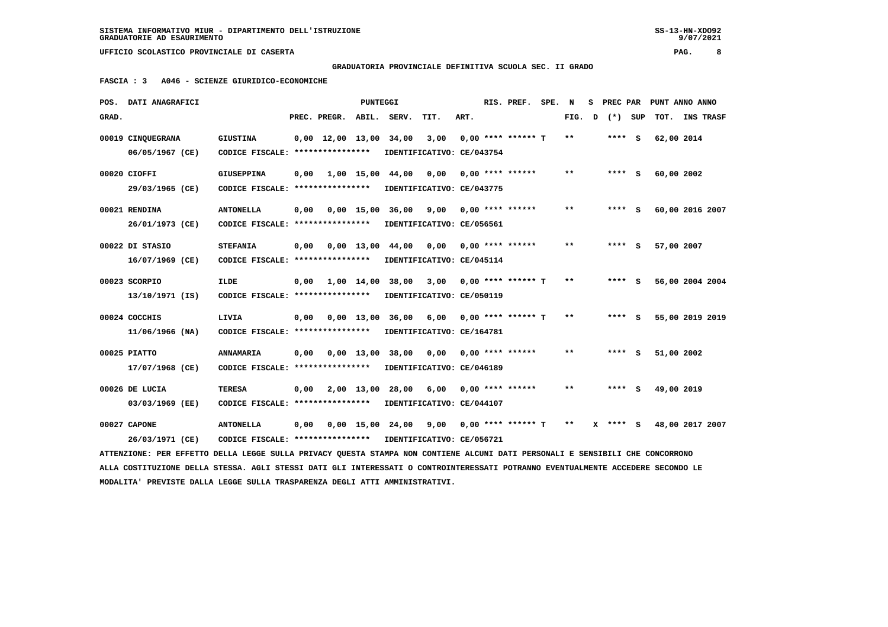SISTEMA INFORMATIVO MIUR - DIPARTIMENTO DELL'ISTRUZIONE
GRADUATORIE AD ESAURIMENTO

UFFICIO SCOLASTICO PROVINCIALE DI CASERTA

**GRADUATORIA PROVINCIALE DEFINITIVA SCUOLA SEC. II GRADO**

**FASCIA : 3 A046 - SCIENZE GIURIDICO-ECONOMICHE**

| POS. GRAD. | DATI ANAGRAFICI | | PREC. | PREGR. | ABIL. | SERV. | TIT. | ART. | RIS. PREF. | SPE. | N FIG. | S D | PREC PAR (*) | SUP | PUNT ANNO TOT. | INS TRASF |
|---|---|---|---|---|---|---|---|---|---|---|---|---|---|---|---|---|
| 00019 | CINQUEGRANA 06/05/1967 (CE) | GIUSTINA CODICE FISCALE: **************** IDENTIFICATIVO: CE/043754 | 0,00 | 12,00 | 13,00 | 34,00 | 3,00 | 0,00 | **** ****** T | | ** | | **** | S | 62,00 2014 | |
| 00020 | CIOFFI 29/03/1965 (CE) | GIUSEPPINA CODICE FISCALE: **************** IDENTIFICATIVO: CE/043775 | 0,00 | 1,00 | 15,00 | 44,00 | 0,00 | 0,00 | **** ****** | | ** | | **** | S | 60,00 2002 | |
| 00021 | RENDINA 26/01/1973 (CE) | ANTONELLA CODICE FISCALE: **************** IDENTIFICATIVO: CE/056561 | 0,00 | 0,00 | 15,00 | 36,00 | 9,00 | 0,00 | **** ****** | | ** | | **** | S | 60,00 2016 | 2007 |
| 00022 | DI STASIO 16/07/1969 (CE) | STEFANIA CODICE FISCALE: **************** IDENTIFICATIVO: CE/045114 | 0,00 | 0,00 | 13,00 | 44,00 | 0,00 | 0,00 | **** ****** | | ** | | **** | S | 57,00 2007 | |
| 00023 | SCORPIO 13/10/1971 (IS) | ILDE CODICE FISCALE: **************** IDENTIFICATIVO: CE/050119 | 0,00 | 1,00 | 14,00 | 38,00 | 3,00 | 0,00 | **** ****** T | | ** | | **** | S | 56,00 2004 | 2004 |
| 00024 | COCCHIS 11/06/1966 (NA) | LIVIA CODICE FISCALE: **************** IDENTIFICATIVO: CE/164781 | 0,00 | 0,00 | 13,00 | 36,00 | 6,00 | 0,00 | **** ****** T | | ** | | **** | S | 55,00 2019 | 2019 |
| 00025 | PIATTO 17/07/1968 (CE) | ANNAMARIA CODICE FISCALE: **************** IDENTIFICATIVO: CE/046189 | 0,00 | 0,00 | 13,00 | 38,00 | 0,00 | 0,00 | **** ****** | | ** | | **** | S | 51,00 2002 | |
| 00026 | DE LUCIA 03/03/1969 (EE) | TERESA CODICE FISCALE: **************** IDENTIFICATIVO: CE/044107 | 0,00 | 2,00 | 13,00 | 28,00 | 6,00 | 0,00 | **** ****** | | ** | | **** | S | 49,00 2019 | |
| 00027 | CAPONE 26/03/1971 (CE) | ANTONELLA CODICE FISCALE: **************** IDENTIFICATIVO: CE/056721 | 0,00 | 0,00 | 15,00 | 24,00 | 9,00 | 0,00 | **** ****** T | | ** | X | **** | S | 48,00 2017 | 2007 |

ATTENZIONE: PER EFFETTO DELLA LEGGE SULLA PRIVACY QUESTA STAMPA NON CONTIENE ALCUNI DATI PERSONALI E SENSIBILI CHE CONCORRONO ALLA COSTITUZIONE DELLA STESSA. AGLI STESSI DATI GLI INTERESSATI O CONTROINTERESSATI POTRANNO EVENTUALMENTE ACCEDERE SECONDO LE MODALITA' PREVISTE DALLA LEGGE SULLA TRASPARENZA DEGLI ATTI AMMINISTRATIVI.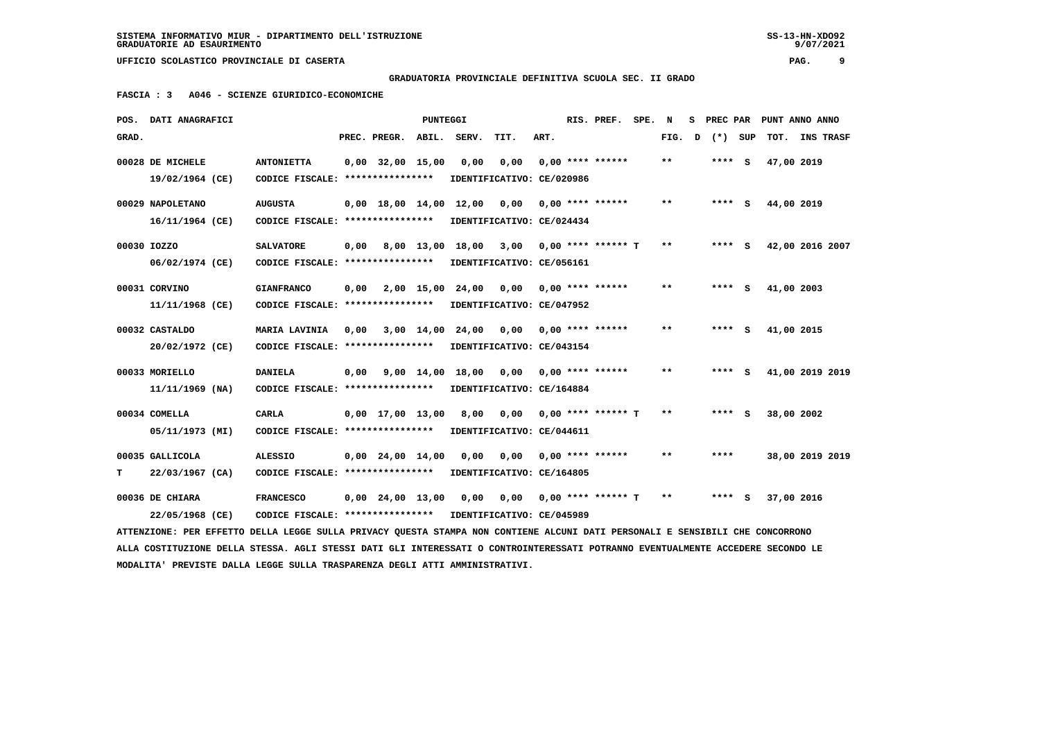SISTEMA INFORMATIVO MIUR - DIPARTIMENTO DELL'ISTRUZIONE
GRADUATORIE AD ESAURIMENTO

UFFICIO SCOLASTICO PROVINCIALE DI CASERTA

**GRADUATORIA PROVINCIALE DEFINITIVA SCUOLA SEC. II GRADO**

**FASCIA : 3 A046 - SCIENZE GIURIDICO-ECONOMICHE**

| POS. GRAD. | DATI ANAGRAFICI | | PREC. | PREGR. | ABIL. | SERV. | TIT. | ART. | RIS. PREF. | SPE. | N FIG. | S D | PREC PAR (*) | SUP | PUNT TOT. | ANNO INS | TRASF |
|---|---|---|---|---|---|---|---|---|---|---|---|---|---|---|---|---|---|
| 00028 | DE MICHELE 19/02/1964 (CE) | ANTONIETTA CODICE FISCALE: **************** IDENTIFICATIVO: CE/020986 | 0,00 | 32,00 | 15,00 | 0,00 | 0,00 | 0,00 | **** ****** | | ** | | **** | S | 47,00 | 2019 | |
| 00029 | NAPOLETANO 16/11/1964 (CE) | AUGUSTA CODICE FISCALE: **************** IDENTIFICATIVO: CE/024434 | 0,00 | 18,00 | 14,00 | 12,00 | 0,00 | 0,00 | **** ****** | | ** | | **** | S | 44,00 | 2019 | |
| 00030 | IOZZO 06/02/1974 (CE) | SALVATORE CODICE FISCALE: **************** IDENTIFICATIVO: CE/056161 | 0,00 | 8,00 | 13,00 | 18,00 | 3,00 | 0,00 | **** ****** T | | ** | | **** | S | 42,00 | 2016 | 2007 |
| 00031 | CORVINO 11/11/1968 (CE) | GIANFRANCO CODICE FISCALE: **************** IDENTIFICATIVO: CE/047952 | 0,00 | 2,00 | 15,00 | 24,00 | 0,00 | 0,00 | **** ****** | | ** | | **** | S | 41,00 | 2003 | |
| 00032 | CASTALDO 20/02/1972 (CE) | MARIA LAVINIA CODICE FISCALE: **************** IDENTIFICATIVO: CE/043154 | 0,00 | 3,00 | 14,00 | 24,00 | 0,00 | 0,00 | **** ****** | | ** | | **** | S | 41,00 | 2015 | |
| 00033 | MORIELLO 11/11/1969 (NA) | DANIELA CODICE FISCALE: **************** IDENTIFICATIVO: CE/164884 | 0,00 | 9,00 | 14,00 | 18,00 | 0,00 | 0,00 | **** ****** | | ** | | **** | S | 41,00 | 2019 | 2019 |
| 00034 | COMELLA 05/11/1973 (MI) | CARLA CODICE FISCALE: **************** IDENTIFICATIVO: CE/044611 | 0,00 | 17,00 | 13,00 | 8,00 | 0,00 | 0,00 | **** ****** T | | ** | | **** | S | 38,00 | 2002 | |
| 00035 T | GALLICOLA 22/03/1967 (CA) | ALESSIO CODICE FISCALE: **************** IDENTIFICATIVO: CE/164805 | 0,00 | 24,00 | 14,00 | 0,00 | 0,00 | 0,00 | **** ****** | | ** | | **** | | 38,00 | 2019 | 2019 |
| 00036 | DE CHIARA 22/05/1968 (CE) | FRANCESCO CODICE FISCALE: **************** IDENTIFICATIVO: CE/045989 | 0,00 | 24,00 | 13,00 | 0,00 | 0,00 | 0,00 | **** ****** T | | ** | | **** | S | 37,00 | 2016 | |

ATTENZIONE: PER EFFETTO DELLA LEGGE SULLA PRIVACY QUESTA STAMPA NON CONTIENE ALCUNI DATI PERSONALI E SENSIBILI CHE CONCORRONO ALLA COSTITUZIONE DELLA STESSA. AGLI STESSI DATI GLI INTERESSATI O CONTROINTERESSATI POTRANNO EVENTUALMENTE ACCEDERE SECONDO LE MODALITA' PREVISTE DALLA LEGGE SULLA TRASPARENZA DEGLI ATTI AMMINISTRATIVI.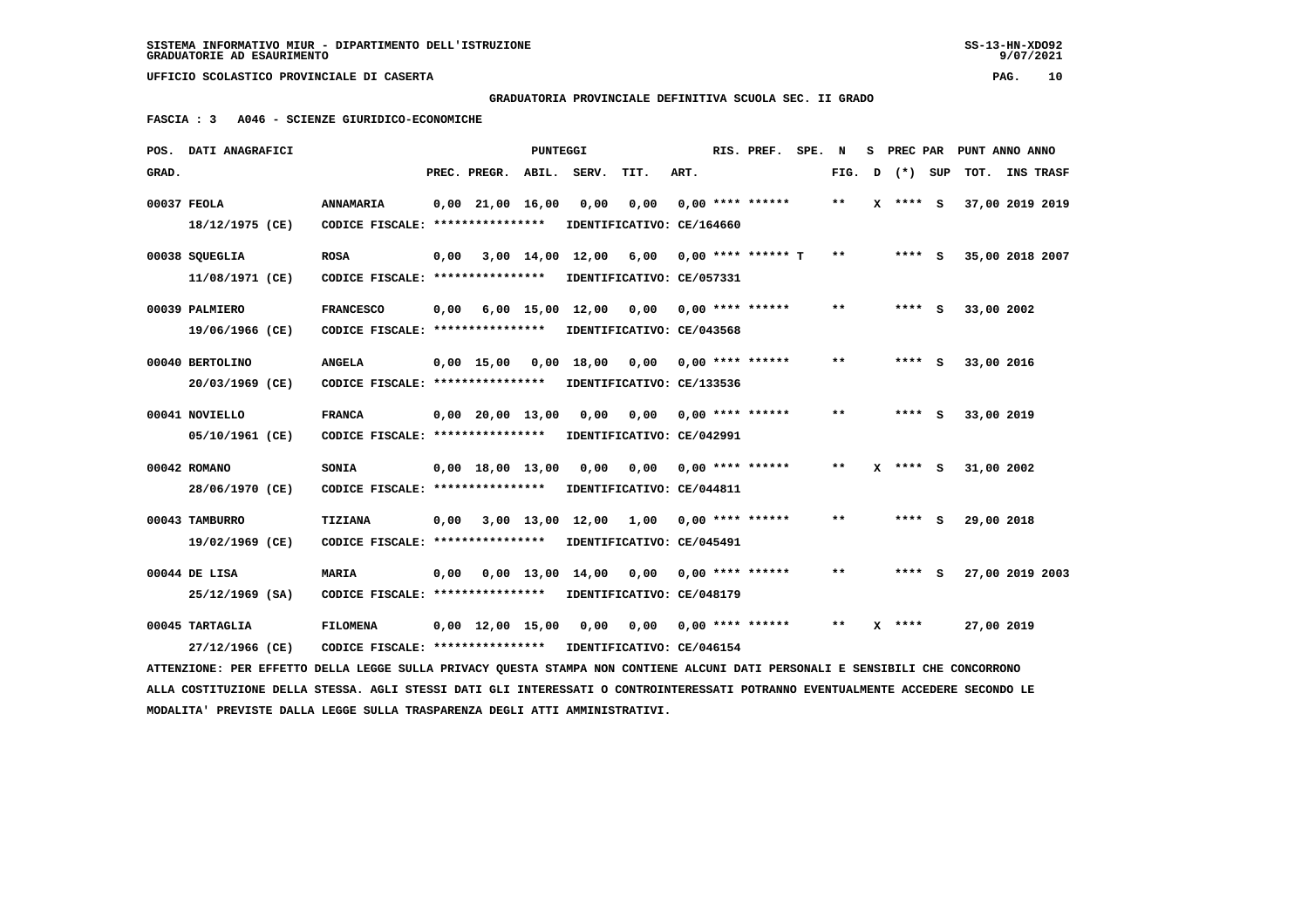SISTEMA INFORMATIVO MIUR - DIPARTIMENTO DELL'ISTRUZIONE
GRADUATORIE AD ESAURIMENTO

UFFICIO SCOLASTICO PROVINCIALE DI CASERTA

GRADUATORIA PROVINCIALE DEFINITIVA SCUOLA SEC. II GRADO

FASCIA : 3 A046 - SCIENZE GIURIDICO-ECONOMICHE

| POS. GRAD. | DATI ANAGRAFICI | | PREC. | PREGR. | ABIL. | SERV. | TIT. | ART. | RIS. PREF. | SPE. | N FIG. | S D | PREC PAR (*) | SUP | PUNT TOT. | ANNO INS | ANNO TRASF |
|---|---|---|---|---|---|---|---|---|---|---|---|---|---|---|---|---|---|
| 00037 | FEOLA 18/12/1975 (CE) | ANNAMARIA CODICE FISCALE: **************** IDENTIFICATIVO: CE/164660 | 0,00 | 21,00 | 16,00 | 0,00 | 0,00 | 0,00 | **** ****** | | ** | X | **** | S | 37,00 | 2019 | 2019 |
| 00038 | SQUEGLIA 11/08/1971 (CE) | ROSA CODICE FISCALE: **************** IDENTIFICATIVO: CE/057331 | 0,00 | 3,00 | 14,00 | 12,00 | 6,00 | 0,00 | **** ****** | T | ** | | **** | S | 35,00 | 2018 | 2007 |
| 00039 | PALMIERO 19/06/1966 (CE) | FRANCESCO CODICE FISCALE: **************** IDENTIFICATIVO: CE/043568 | 0,00 | 6,00 | 15,00 | 12,00 | 0,00 | 0,00 | **** ****** | | ** | | **** | S | 33,00 | 2002 | |
| 00040 | BERTOLINO 20/03/1969 (CE) | ANGELA CODICE FISCALE: **************** IDENTIFICATIVO: CE/133536 | 0,00 | 15,00 | 0,00 | 18,00 | 0,00 | 0,00 | **** ****** | | ** | | **** | S | 33,00 | 2016 | |
| 00041 | NOVIELLO 05/10/1961 (CE) | FRANCA CODICE FISCALE: **************** IDENTIFICATIVO: CE/042991 | 0,00 | 20,00 | 13,00 | 0,00 | 0,00 | 0,00 | **** ****** | | ** | | **** | S | 33,00 | 2019 | |
| 00042 | ROMANO 28/06/1970 (CE) | SONIA CODICE FISCALE: **************** IDENTIFICATIVO: CE/044811 | 0,00 | 18,00 | 13,00 | 0,00 | 0,00 | 0,00 | **** ****** | | ** | X | **** | S | 31,00 | 2002 | |
| 00043 | TAMBURRO 19/02/1969 (CE) | TIZIANA CODICE FISCALE: **************** IDENTIFICATIVO: CE/045491 | 0,00 | 3,00 | 13,00 | 12,00 | 1,00 | 0,00 | **** ****** | | ** | | **** | S | 29,00 | 2018 | |
| 00044 | DE LISA 25/12/1969 (SA) | MARIA CODICE FISCALE: **************** IDENTIFICATIVO: CE/048179 | 0,00 | 0,00 | 13,00 | 14,00 | 0,00 | 0,00 | **** ****** | | ** | | **** | S | 27,00 | 2019 | 2003 |
| 00045 | TARTAGLIA 27/12/1966 (CE) | FILOMENA CODICE FISCALE: **************** IDENTIFICATIVO: CE/046154 | 0,00 | 12,00 | 15,00 | 0,00 | 0,00 | 0,00 | **** ****** | | ** | X | **** | | 27,00 | 2019 | |

ATTENZIONE: PER EFFETTO DELLA LEGGE SULLA PRIVACY QUESTA STAMPA NON CONTIENE ALCUNI DATI PERSONALI E SENSIBILI CHE CONCORRONO ALLA COSTITUZIONE DELLA STESSA. AGLI STESSI DATI GLI INTERESSATI O CONTROINTERESSATI POTRANNO EVENTUALMENTE ACCEDERE SECONDO LE MODALITA' PREVISTE DALLA LEGGE SULLA TRASPARENZA DEGLI ATTI AMMINISTRATIVI.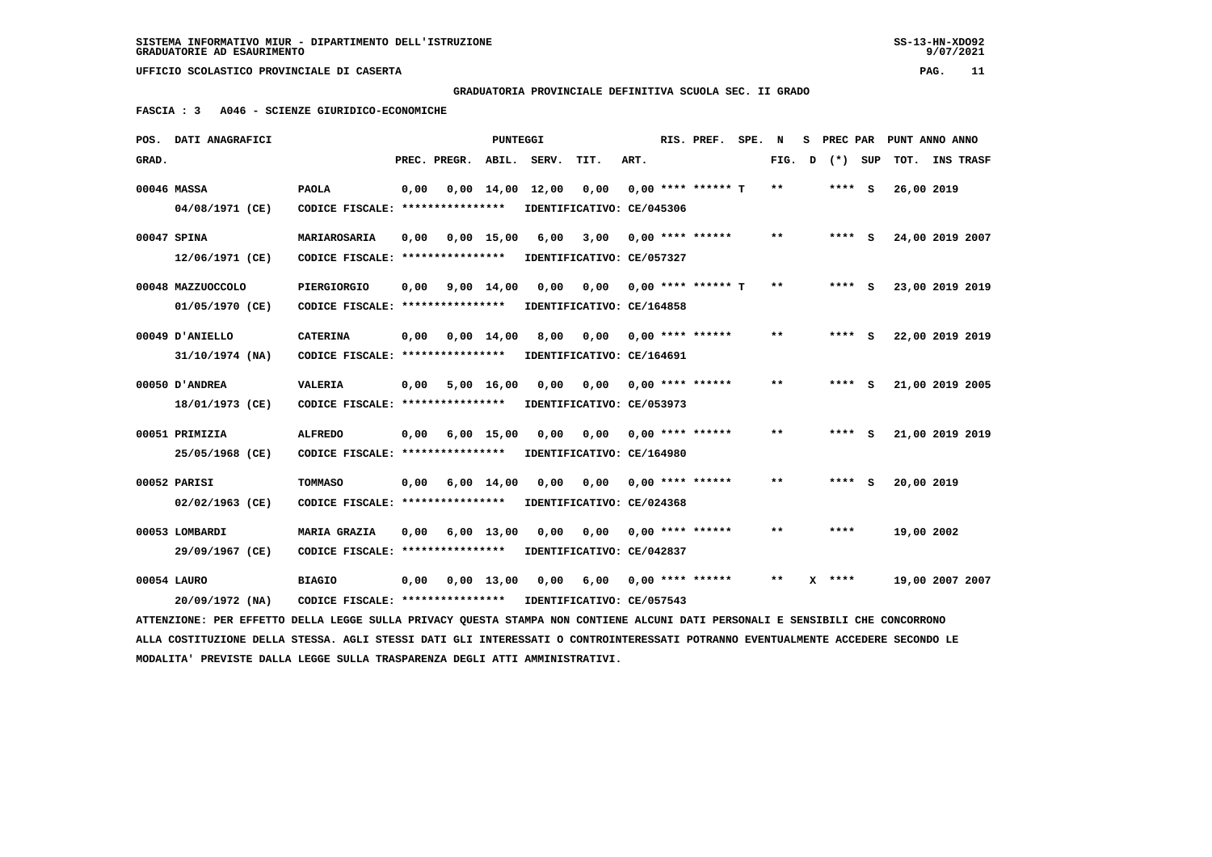SISTEMA INFORMATIVO MIUR - DIPARTIMENTO DELL'ISTRUZIONE
GRADUATORIE AD ESAURIMENTO

UFFICIO SCOLASTICO PROVINCIALE DI CASERTA

**GRADUATORIA PROVINCIALE DEFINITIVA SCUOLA SEC. II GRADO**

**FASCIA : 3   A046 - SCIENZE GIURIDICO-ECONOMICHE**

| POS. GRAD. | DATI ANAGRAFICI | | PREC. | PREGR. | ABIL. | SERV. | TIT. | ART. | RIS. PREF. | SPE. | N FIG. | S D | PREC PAR (*) | SUP | PUNT TOT. | ANNO INS | ANNO TRASF |
|---|---|---|---|---|---|---|---|---|---|---|---|---|---|---|---|---|---|
| 00046 | MASSA<br>04/08/1971 (CE) | PAOLA<br>CODICE FISCALE: **************** IDENTIFICATIVO: CE/045306 | 0,00 | 0,00 | 14,00 | 12,00 | 0,00 | 0,00 | **** ****** | T | ** | | **** | S | 26,00 | 2019 | |
| 00047 | SPINA<br>12/06/1971 (CE) | MARIAROSARIA<br>CODICE FISCALE: **************** IDENTIFICATIVO: CE/057327 | 0,00 | 0,00 | 15,00 | 6,00 | 3,00 | 0,00 | **** ****** | | ** | | **** | S | 24,00 | 2019 | 2007 |
| 00048 | MAZZUOCCOLO<br>01/05/1970 (CE) | PIERGIORGIO<br>CODICE FISCALE: **************** IDENTIFICATIVO: CE/164858 | 0,00 | 9,00 | 14,00 | 0,00 | 0,00 | 0,00 | **** ****** | T | ** | | **** | S | 23,00 | 2019 | 2019 |
| 00049 | D'ANIELLO<br>31/10/1974 (NA) | CATERINA<br>CODICE FISCALE: **************** IDENTIFICATIVO: CE/164691 | 0,00 | 0,00 | 14,00 | 8,00 | 0,00 | 0,00 | **** ****** | | ** | | **** | S | 22,00 | 2019 | 2019 |
| 00050 | D'ANDREA<br>18/01/1973 (CE) | VALERIA<br>CODICE FISCALE: **************** IDENTIFICATIVO: CE/053973 | 0,00 | 5,00 | 16,00 | 0,00 | 0,00 | 0,00 | **** ****** | | ** | | **** | S | 21,00 | 2019 | 2005 |
| 00051 | PRIMIZIA<br>25/05/1968 (CE) | ALFREDO<br>CODICE FISCALE: **************** IDENTIFICATIVO: CE/164980 | 0,00 | 6,00 | 15,00 | 0,00 | 0,00 | 0,00 | **** ****** | | ** | | **** | S | 21,00 | 2019 | 2019 |
| 00052 | PARISI<br>02/02/1963 (CE) | TOMMASO<br>CODICE FISCALE: **************** IDENTIFICATIVO: CE/024368 | 0,00 | 6,00 | 14,00 | 0,00 | 0,00 | 0,00 | **** ****** | | ** | | **** | S | 20,00 | 2019 | |
| 00053 | LOMBARDI<br>29/09/1967 (CE) | MARIA GRAZIA<br>CODICE FISCALE: **************** IDENTIFICATIVO: CE/042837 | 0,00 | 6,00 | 13,00 | 0,00 | 0,00 | 0,00 | **** ****** | | ** | | **** | | 19,00 | 2002 | |
| 00054 | LAURO<br>20/09/1972 (NA) | BIAGIO<br>CODICE FISCALE: **************** IDENTIFICATIVO: CE/057543 | 0,00 | 0,00 | 13,00 | 0,00 | 6,00 | 0,00 | **** ****** | | ** | X | **** | | 19,00 | 2007 | 2007 |

ATTENZIONE: PER EFFETTO DELLA LEGGE SULLA PRIVACY QUESTA STAMPA NON CONTIENE ALCUNI DATI PERSONALI E SENSIBILI CHE CONCORRONO ALLA COSTITUZIONE DELLA STESSA. AGLI STESSI DATI GLI INTERESSATI O CONTROINTERESSATI POTRANNO EVENTUALMENTE ACCEDERE SECONDO LE MODALITA' PREVISTE DALLA LEGGE SULLA TRASPARENZA DEGLI ATTI AMMINISTRATIVI.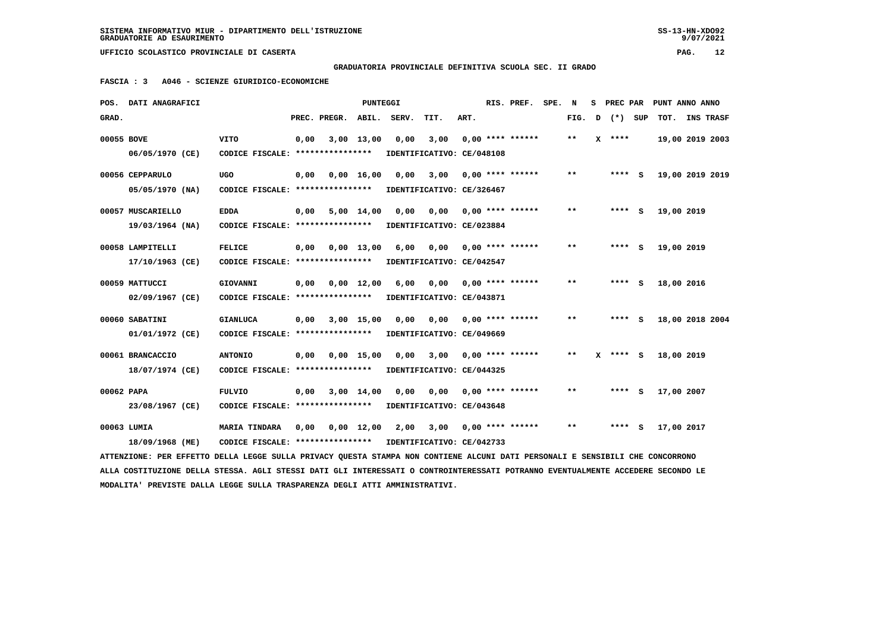SISTEMA INFORMATIVO MIUR - DIPARTIMENTO DELL'ISTRUZIONE
GRADUATORIE AD ESAURIMENTO

UFFICIO SCOLASTICO PROVINCIALE DI CASERTA

**GRADUATORIA PROVINCIALE DEFINITIVA SCUOLA SEC. II GRADO**

**FASCIA : 3 A046 - SCIENZE GIURIDICO-ECONOMICHE**

| POS. GRAD. | DATI ANAGRAFICI | | PREC. | PREGR. | ABIL. | SERV. | TIT. | ART. | RIS. PREF. | SPE. N FIG. | S D | PREC PAR (*) | SUP | PUNT TOT. | ANNO INS | ANNO TRASF |
|---|---|---|---|---|---|---|---|---|---|---|---|---|---|---|---|---|
| 00055 | BOVE 06/05/1970 (CE) | VITO CODICE FISCALE: **************** IDENTIFICATIVO: CE/048108 | 0,00 | 3,00 | 13,00 | 0,00 | 3,00 | 0,00 | **** ****** | ** | X | **** | | 19,00 | 2019 | 2003 |
| 00056 | CEPPARULO 05/05/1970 (NA) | UGO CODICE FISCALE: **************** IDENTIFICATIVO: CE/326467 | 0,00 | 0,00 | 16,00 | 0,00 | 3,00 | 0,00 | **** ****** | ** | | **** | S | 19,00 | 2019 | 2019 |
| 00057 | MUSCARIELLO 19/03/1964 (NA) | EDDA CODICE FISCALE: **************** IDENTIFICATIVO: CE/023884 | 0,00 | 5,00 | 14,00 | 0,00 | 0,00 | 0,00 | **** ****** | ** | | **** | S | 19,00 | 2019 | |
| 00058 | LAMPITELLI 17/10/1963 (CE) | FELICE CODICE FISCALE: **************** IDENTIFICATIVO: CE/042547 | 0,00 | 0,00 | 13,00 | 6,00 | 0,00 | 0,00 | **** ****** | ** | | **** | S | 19,00 | 2019 | |
| 00059 | MATTUCCI 02/09/1967 (CE) | GIOVANNI CODICE FISCALE: **************** IDENTIFICATIVO: CE/043871 | 0,00 | 0,00 | 12,00 | 6,00 | 0,00 | 0,00 | **** ****** | ** | | **** | S | 18,00 | 2016 | |
| 00060 | SABATINI 01/01/1972 (CE) | GIANLUCA CODICE FISCALE: **************** IDENTIFICATIVO: CE/049669 | 0,00 | 3,00 | 15,00 | 0,00 | 0,00 | 0,00 | **** ****** | ** | | **** | S | 18,00 | 2018 | 2004 |
| 00061 | BRANCACCIO 18/07/1974 (CE) | ANTONIO CODICE FISCALE: **************** IDENTIFICATIVO: CE/044325 | 0,00 | 0,00 | 15,00 | 0,00 | 3,00 | 0,00 | **** ****** | ** | X | **** | S | 18,00 | 2019 | |
| 00062 | PAPA 23/08/1967 (CE) | FULVIO CODICE FISCALE: **************** IDENTIFICATIVO: CE/043648 | 0,00 | 3,00 | 14,00 | 0,00 | 0,00 | 0,00 | **** ****** | ** | | **** | S | 17,00 | 2007 | |
| 00063 | LUMIA 18/09/1968 (ME) | MARIA TINDARA CODICE FISCALE: **************** IDENTIFICATIVO: CE/042733 | 0,00 | 0,00 | 12,00 | 2,00 | 3,00 | 0,00 | **** ****** | ** | | **** | S | 17,00 | 2017 | |

ATTENZIONE: PER EFFETTO DELLA LEGGE SULLA PRIVACY QUESTA STAMPA NON CONTIENE ALCUNI DATI PERSONALI E SENSIBILI CHE CONCORRONO ALLA COSTITUZIONE DELLA STESSA. AGLI STESSI DATI GLI INTERESSATI O CONTROINTERESSATI POTRANNO EVENTUALMENTE ACCEDERE SECONDO LE MODALITA' PREVISTE DALLA LEGGE SULLA TRASPARENZA DEGLI ATTI AMMINISTRATIVI.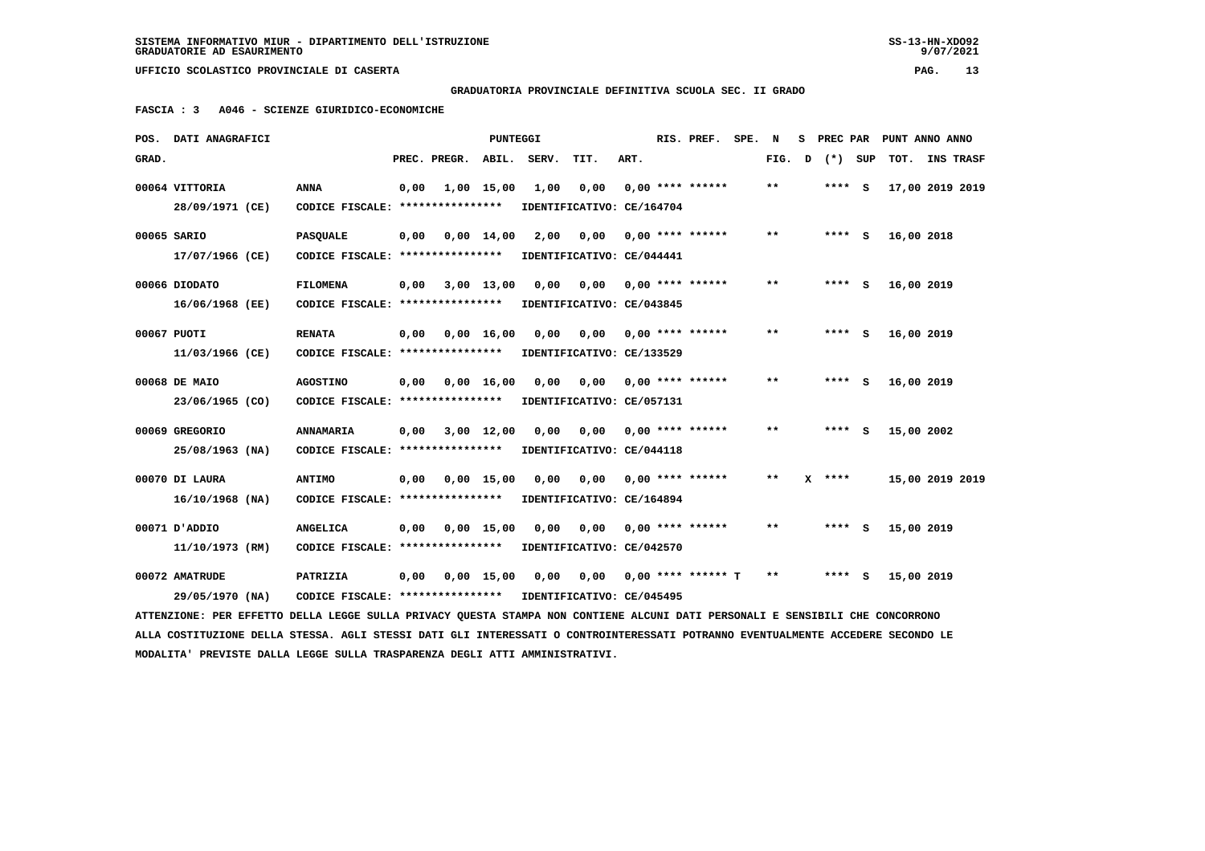SISTEMA INFORMATIVO MIUR - DIPARTIMENTO DELL'ISTRUZIONE
GRADUATORIE AD ESAURIMENTO

UFFICIO SCOLASTICO PROVINCIALE DI CASERTA

**GRADUATORIA PROVINCIALE DEFINITIVA SCUOLA SEC. II GRADO**

**FASCIA : 3 A046 - SCIENZE GIURIDICO-ECONOMICHE**

| POS. GRAD. | DATI ANAGRAFICI | | PREC. | PREGR. | ABIL. | SERV. | TIT. | ART. | RIS. PREF. | SPE. | N FIG. | S D | PREC PAR (*) | SUP | PUNT TOT. | ANNO INS | TRASF |
|---|---|---|---|---|---|---|---|---|---|---|---|---|---|---|---|---|---|
| 00064 | VITTORIA 28/09/1971 (CE) | ANNA | 0,00 | 1,00 | 15,00 | 1,00 | 0,00 | 0,00 | **** ****** | | ** | | **** | S | 17,00 | 2019 | 2019 |
| | CODICE FISCALE: **************** | IDENTIFICATIVO: CE/164704 | | | | | | | | | | | | | | | |
| 00065 | SARIO 17/07/1966 (CE) | PASQUALE | 0,00 | 0,00 | 14,00 | 2,00 | 0,00 | 0,00 | **** ****** | | ** | | **** | S | 16,00 | 2018 | |
| | CODICE FISCALE: **************** | IDENTIFICATIVO: CE/044441 | | | | | | | | | | | | | | | |
| 00066 | DIODATO 16/06/1968 (EE) | FILOMENA | 0,00 | 3,00 | 13,00 | 0,00 | 0,00 | 0,00 | **** ****** | | ** | | **** | S | 16,00 | 2019 | |
| | CODICE FISCALE: **************** | IDENTIFICATIVO: CE/043845 | | | | | | | | | | | | | | | |
| 00067 | PUOTI 11/03/1966 (CE) | RENATA | 0,00 | 0,00 | 16,00 | 0,00 | 0,00 | 0,00 | **** ****** | | ** | | **** | S | 16,00 | 2019 | |
| | CODICE FISCALE: **************** | IDENTIFICATIVO: CE/133529 | | | | | | | | | | | | | | | |
| 00068 | DE MAIO 23/06/1965 (CO) | AGOSTINO | 0,00 | 0,00 | 16,00 | 0,00 | 0,00 | 0,00 | **** ****** | | ** | | **** | S | 16,00 | 2019 | |
| | CODICE FISCALE: **************** | IDENTIFICATIVO: CE/057131 | | | | | | | | | | | | | | | |
| 00069 | GREGORIO 25/08/1963 (NA) | ANNAMARIA | 0,00 | 3,00 | 12,00 | 0,00 | 0,00 | 0,00 | **** ****** | | ** | | **** | S | 15,00 | 2002 | |
| | CODICE FISCALE: **************** | IDENTIFICATIVO: CE/044118 | | | | | | | | | | | | | | | |
| 00070 | DI LAURA 16/10/1968 (NA) | ANTIMO | 0,00 | 0,00 | 15,00 | 0,00 | 0,00 | 0,00 | **** ****** | | ** | X | **** | | 15,00 | 2019 | 2019 |
| | CODICE FISCALE: **************** | IDENTIFICATIVO: CE/164894 | | | | | | | | | | | | | | | |
| 00071 | D'ADDIO 11/10/1973 (RM) | ANGELICA | 0,00 | 0,00 | 15,00 | 0,00 | 0,00 | 0,00 | **** ****** | | ** | | **** | S | 15,00 | 2019 | |
| | CODICE FISCALE: **************** | IDENTIFICATIVO: CE/042570 | | | | | | | | | | | | | | | |
| 00072 | AMATRUDE 29/05/1970 (NA) | PATRIZIA | 0,00 | 0,00 | 15,00 | 0,00 | 0,00 | 0,00 | **** ****** T | | ** | | **** | S | 15,00 | 2019 | |
| | CODICE FISCALE: **************** | IDENTIFICATIVO: CE/045495 | | | | | | | | | | | | | | | |

ATTENZIONE: PER EFFETTO DELLA LEGGE SULLA PRIVACY QUESTA STAMPA NON CONTIENE ALCUNI DATI PERSONALI E SENSIBILI CHE CONCORRONO ALLA COSTITUZIONE DELLA STESSA. AGLI STESSI DATI GLI INTERESSATI O CONTROINTERESSATI POTRANNO EVENTUALMENTE ACCEDERE SECONDO LE MODALITA' PREVISTE DALLA LEGGE SULLA TRASPARENZA DEGLI ATTI AMMINISTRATIVI.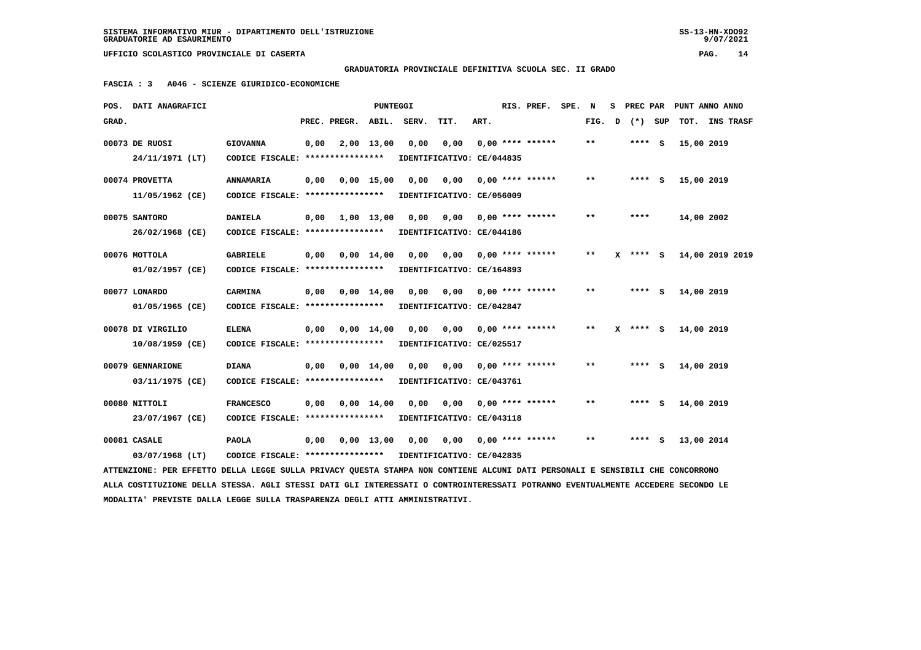SISTEMA INFORMATIVO MIUR - DIPARTIMENTO DELL'ISTRUZIONE
GRADUATORIE AD ESAURIMENTO

UFFICIO SCOLASTICO PROVINCIALE DI CASERTA

**GRADUATORIA PROVINCIALE DEFINITIVA SCUOLA SEC. II GRADO**

**FASCIA : 3 A046 - SCIENZE GIURIDICO-ECONOMICHE**

| POS. GRAD. | DATI ANAGRAFICI | | PREC. | PREGR. | ABIL. | SERV. | TIT. | ART. | RIS. PREF. | SPE. | N FIG. | S D | PREC PAR (*) | SUP | PUNT TOT. | ANNO INS | ANNO TRASF |
|---|---|---|---|---|---|---|---|---|---|---|---|---|---|---|---|---|---|
| 00073 | DE RUOSI 24/11/1971 (LT) | GIOVANNA CODICE FISCALE: **************** IDENTIFICATIVO: CE/044835 | 0,00 | 2,00 | 13,00 | 0,00 | 0,00 | 0,00 | **** ****** | | ** | | **** | S | 15,00 | 2019 | |
| 00074 | PROVETTA 11/05/1962 (CE) | ANNAMARIA CODICE FISCALE: **************** IDENTIFICATIVO: CE/056009 | 0,00 | 0,00 | 15,00 | 0,00 | 0,00 | 0,00 | **** ****** | | ** | | **** | S | 15,00 | 2019 | |
| 00075 | SANTORO 26/02/1968 (CE) | DANIELA CODICE FISCALE: **************** IDENTIFICATIVO: CE/044186 | 0,00 | 1,00 | 13,00 | 0,00 | 0,00 | 0,00 | **** ****** | | ** | | **** | | 14,00 | 2002 | |
| 00076 | MOTTOLA 01/02/1957 (CE) | GABRIELE CODICE FISCALE: **************** IDENTIFICATIVO: CE/164893 | 0,00 | 0,00 | 14,00 | 0,00 | 0,00 | 0,00 | **** ****** | | ** | X | **** | S | 14,00 | 2019 | 2019 |
| 00077 | LONARDO 01/05/1965 (CE) | CARMINA CODICE FISCALE: **************** IDENTIFICATIVO: CE/042847 | 0,00 | 0,00 | 14,00 | 0,00 | 0,00 | 0,00 | **** ****** | | ** | | **** | S | 14,00 | 2019 | |
| 00078 | DI VIRGILIO 10/08/1959 (CE) | ELENA CODICE FISCALE: **************** IDENTIFICATIVO: CE/025517 | 0,00 | 0,00 | 14,00 | 0,00 | 0,00 | 0,00 | **** ****** | | ** | X | **** | S | 14,00 | 2019 | |
| 00079 | GENNARIONE 03/11/1975 (CE) | DIANA CODICE FISCALE: **************** IDENTIFICATIVO: CE/043761 | 0,00 | 0,00 | 14,00 | 0,00 | 0,00 | 0,00 | **** ****** | | ** | | **** | S | 14,00 | 2019 | |
| 00080 | NITTOLI 23/07/1967 (CE) | FRANCESCO CODICE FISCALE: **************** IDENTIFICATIVO: CE/043118 | 0,00 | 0,00 | 14,00 | 0,00 | 0,00 | 0,00 | **** ****** | | ** | | **** | S | 14,00 | 2019 | |
| 00081 | CASALE 03/07/1968 (LT) | PAOLA CODICE FISCALE: **************** IDENTIFICATIVO: CE/042835 | 0,00 | 0,00 | 13,00 | 0,00 | 0,00 | 0,00 | **** ****** | | ** | | **** | S | 13,00 | 2014 | |

ATTENZIONE: PER EFFETTO DELLA LEGGE SULLA PRIVACY QUESTA STAMPA NON CONTIENE ALCUNI DATI PERSONALI E SENSIBILI CHE CONCORRONO ALLA COSTITUZIONE DELLA STESSA. AGLI STESSI DATI GLI INTERESSATI O CONTROINTERESSATI POTRANNO EVENTUALMENTE ACCEDERE SECONDO LE MODALITA' PREVISTE DALLA LEGGE SULLA TRASPARENZA DEGLI ATTI AMMINISTRATIVI.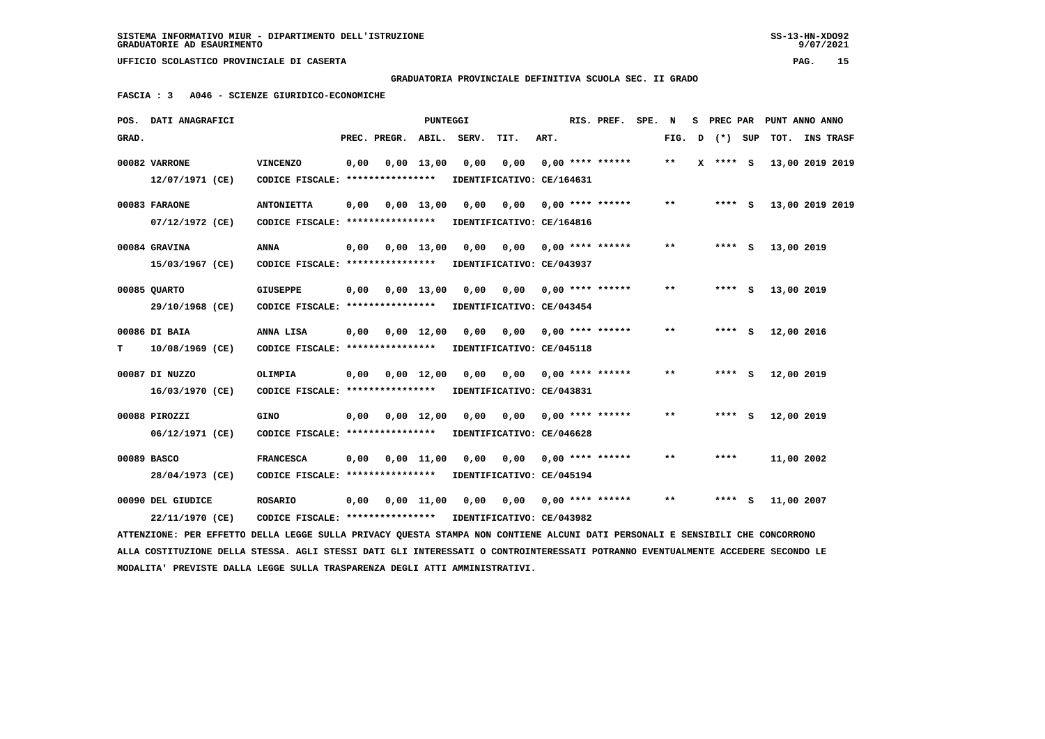**GRADUATORIA PROVINCIALE DEFINITIVA SCUOLA SEC. II GRADO**

**FASCIA : 3 A046 - SCIENZE GIURIDICO-ECONOMICHE**

| POS. GRAD. | DATI ANAGRAFICI | | PREC. | PREGR. | ABIL. | SERV. | TIT. | ART. | RIS. PREF. | SPE. | N FIG. | S D | PREC PAR (*) | SUP | PUNT TOT. | ANNO INS | TRASF |
|---|---|---|---|---|---|---|---|---|---|---|---|---|---|---|---|---|---|
| 00082 | VARRONE 12/07/1971 (CE) | VINCENZO CODICE FISCALE: **************** IDENTIFICATIVO: CE/164631 | 0,00 | 0,00 | 13,00 | 0,00 | 0,00 | 0,00 | **** ****** | | ** | X | **** | S | 13,00 | 2019 | 2019 |
| 00083 | FARAONE 07/12/1972 (CE) | ANTONIETTA CODICE FISCALE: **************** IDENTIFICATIVO: CE/164816 | 0,00 | 0,00 | 13,00 | 0,00 | 0,00 | 0,00 | **** ****** | | ** | | **** | S | 13,00 | 2019 | 2019 |
| 00084 | GRAVINA 15/03/1967 (CE) | ANNA CODICE FISCALE: **************** IDENTIFICATIVO: CE/043937 | 0,00 | 0,00 | 13,00 | 0,00 | 0,00 | 0,00 | **** ****** | | ** | | **** | S | 13,00 | 2019 | |
| 00085 | QUARTO 29/10/1968 (CE) | GIUSEPPE CODICE FISCALE: **************** IDENTIFICATIVO: CE/043454 | 0,00 | 0,00 | 13,00 | 0,00 | 0,00 | 0,00 | **** ****** | | ** | | **** | S | 13,00 | 2019 | |
| 00086 T | DI BAIA 10/08/1969 (CE) | ANNA LISA CODICE FISCALE: **************** IDENTIFICATIVO: CE/045118 | 0,00 | 0,00 | 12,00 | 0,00 | 0,00 | 0,00 | **** ****** | | ** | | **** | S | 12,00 | 2016 | |
| 00087 | DI NUZZO 16/03/1970 (CE) | OLIMPIA CODICE FISCALE: **************** IDENTIFICATIVO: CE/043831 | 0,00 | 0,00 | 12,00 | 0,00 | 0,00 | 0,00 | **** ****** | | ** | | **** | S | 12,00 | 2019 | |
| 00088 | PIROZZI 06/12/1971 (CE) | GINO CODICE FISCALE: **************** IDENTIFICATIVO: CE/046628 | 0,00 | 0,00 | 12,00 | 0,00 | 0,00 | 0,00 | **** ****** | | ** | | **** | S | 12,00 | 2019 | |
| 00089 | BASCO 28/04/1973 (CE) | FRANCESCA CODICE FISCALE: **************** IDENTIFICATIVO: CE/045194 | 0,00 | 0,00 | 11,00 | 0,00 | 0,00 | 0,00 | **** ****** | | ** | | **** | | 11,00 | 2002 | |
| 00090 | DEL GIUDICE 22/11/1970 (CE) | ROSARIO CODICE FISCALE: **************** IDENTIFICATIVO: CE/043982 | 0,00 | 0,00 | 11,00 | 0,00 | 0,00 | 0,00 | **** ****** | | ** | | **** | S | 11,00 | 2007 | |

ATTENZIONE: PER EFFETTO DELLA LEGGE SULLA PRIVACY QUESTA STAMPA NON CONTIENE ALCUNI DATI PERSONALI E SENSIBILI CHE CONCORRONO ALLA COSTITUZIONE DELLA STESSA. AGLI STESSI DATI GLI INTERESSATI O CONTROINTERESSATI POTRANNO EVENTUALMENTE ACCEDERE SECONDO LE MODALITA' PREVISTE DALLA LEGGE SULLA TRASPARENZA DEGLI ATTI AMMINISTRATIVI.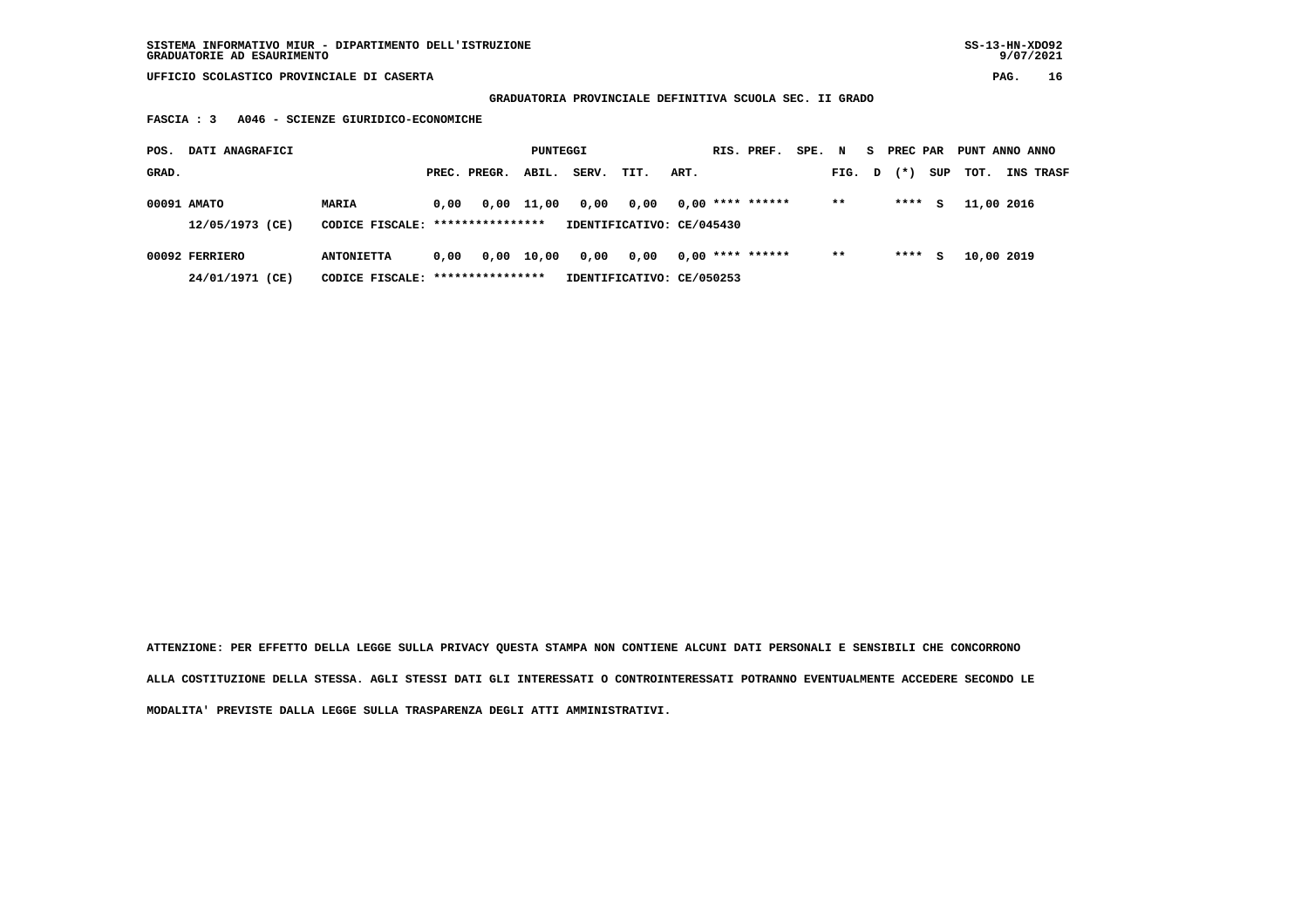SISTEMA INFORMATIVO MIUR - DIPARTIMENTO DELL'ISTRUZIONE
GRADUATORIE AD ESAURIMENTO

SS-13-HN-XDO92
9/07/2021

UFFICIO SCOLASTICO PROVINCIALE DI CASERTA

**GRADUATORIA PROVINCIALE DEFINITIVA SCUOLA SEC. II GRADO**

**FASCIA : 3 A046 - SCIENZE GIURIDICO-ECONOMICHE**

| POS. GRAD. | DATI ANAGRAFICI | | PREC. | PREGR. | ABIL. | SERV. | TIT. | ART. | RIS. | PREF. | SPE. N FIG. | S D | PREC PAR (*) | SUP | PUNT TOT. | ANNO INS | ANNO TRASF |
|---|---|---|---|---|---|---|---|---|---|---|---|---|---|---|---|---|---|
| 00091 | AMATO | MARIA | 0,00 | 0,00 | 11,00 | 0,00 | 0,00 | 0,00 | **** | ****** | ** | | **** | S | 11,00 | 2016 | |
| | 12/05/1973 (CE) | CODICE FISCALE: **************** | | | | IDENTIFICATIVO: CE/045430 | | | | | | | | | | | |
| 00092 | FERRIERO | ANTONIETTA | 0,00 | 0,00 | 10,00 | 0,00 | 0,00 | 0,00 | **** | ****** | ** | | **** | S | 10,00 | 2019 | |
| | 24/01/1971 (CE) | CODICE FISCALE: **************** | | | | IDENTIFICATIVO: CE/050253 | | | | | | | | | | | |

**ATTENZIONE: PER EFFETTO DELLA LEGGE SULLA PRIVACY QUESTA STAMPA NON CONTIENE ALCUNI DATI PERSONALI E SENSIBILI CHE CONCORRONO ALLA COSTITUZIONE DELLA STESSA. AGLI STESSI DATI GLI INTERESSATI O CONTROINTERESSATI POTRANNO EVENTUALMENTE ACCEDERE SECONDO LE MODALITA' PREVISTE DALLA LEGGE SULLA TRASPARENZA DEGLI ATTI AMMINISTRATIVI.**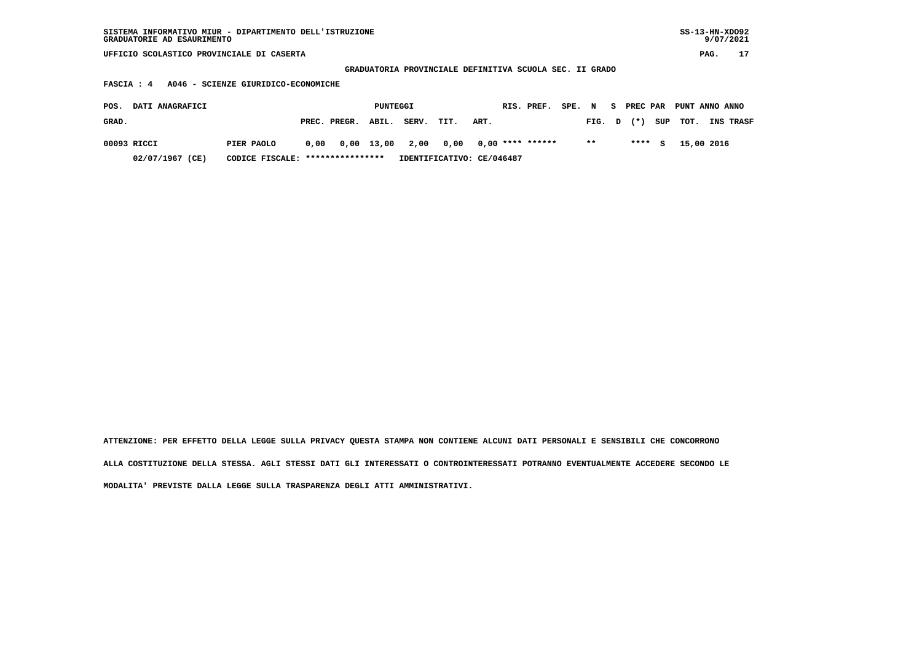SISTEMA INFORMATIVO MIUR - DIPARTIMENTO DELL'ISTRUZIONE
GRADUATORIE AD ESAURIMENTO

UFFICIO SCOLASTICO PROVINCIALE DI CASERTA

GRADUATORIA PROVINCIALE DEFINITIVA SCUOLA SEC. II GRADO

FASCIA : 4 A046 - SCIENZE GIURIDICO-ECONOMICHE

| POS. GRAD. | DATI ANAGRAFICI | | PUNTEGGI PREC. | PREGR. | ABIL. | SERV. | TIT. | ART. | RIS. | PREF. | SPE. | N FIG. | S D | PREC (*) | PAR SUP | PUNT TOT. | ANNO INS | ANNO TRASF |
|---|---|---|---|---|---|---|---|---|---|---|---|---|---|---|---|---|---|---|
| 00093 | RICCI | PIER PAOLO | 0,00 | 0,00 | 13,00 | 2,00 | 0,00 | 0,00 | **** | ****** | | ** | | **** | S | 15,00 | 2016 | |
| | 02/07/1967 (CE) | CODICE FISCALE: **************** | IDENTIFICATIVO: CE/046487 | | | | | | | | | | | | | | | |

ATTENZIONE: PER EFFETTO DELLA LEGGE SULLA PRIVACY QUESTA STAMPA NON CONTIENE ALCUNI DATI PERSONALI E SENSIBILI CHE CONCORRONO ALLA COSTITUZIONE DELLA STESSA. AGLI STESSI DATI GLI INTERESSATI O CONTROINTERESSATI POTRANNO EVENTUALMENTE ACCEDERE SECONDO LE MODALITA' PREVISTE DALLA LEGGE SULLA TRASPARENZA DEGLI ATTI AMMINISTRATIVI.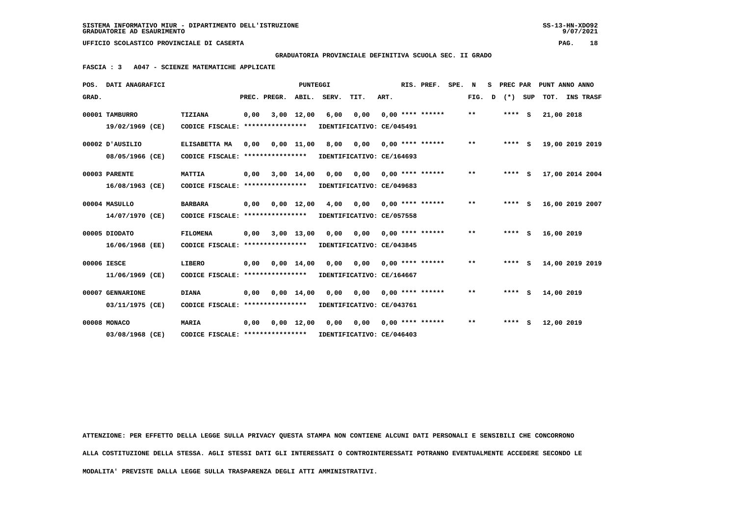SISTEMA INFORMATIVO MIUR - DIPARTIMENTO DELL'ISTRUZIONE
GRADUATORIE AD ESAURIMENTO

UFFICIO SCOLASTICO PROVINCIALE DI CASERTA

**GRADUATORIA PROVINCIALE DEFINITIVA SCUOLA SEC. II GRADO**

**FASCIA : 3 A047 - SCIENZE MATEMATICHE APPLICATE**

| POS. GRAD. | DATI ANAGRAFICI | | PREC. | PREGR. | ABIL. | SERV. | TIT. | ART. | RIS. PREF. | SPE. | N FIG. | S D | PREC PAR (*) | SUP | TOT. | ANNO INS | ANNO TRASF |
|---|---|---|---|---|---|---|---|---|---|---|---|---|---|---|---|---|---|
| 00001 | TAMBURRO 19/02/1969 (CE) | TIZIANA CODICE FISCALE: **************** IDENTIFICATIVO: CE/045491 | 0,00 | 3,00 | 12,00 | 6,00 | 0,00 | 0,00 | **** ****** | | ** | | **** | S | 21,00 | 2018 | |
| 00002 | D'AUSILIO 08/05/1966 (CE) | ELISABETTA MA CODICE FISCALE: **************** IDENTIFICATIVO: CE/164693 | 0,00 | 0,00 | 11,00 | 8,00 | 0,00 | 0,00 | **** ****** | | ** | | **** | S | 19,00 | 2019 | 2019 |
| 00003 | PARENTE 16/08/1963 (CE) | MATTIA CODICE FISCALE: **************** IDENTIFICATIVO: CE/049683 | 0,00 | 3,00 | 14,00 | 0,00 | 0,00 | 0,00 | **** ****** | | ** | | **** | S | 17,00 | 2014 | 2004 |
| 00004 | MASULLO 14/07/1970 (CE) | BARBARA CODICE FISCALE: **************** IDENTIFICATIVO: CE/057558 | 0,00 | 0,00 | 12,00 | 4,00 | 0,00 | 0,00 | **** ****** | | ** | | **** | S | 16,00 | 2019 | 2007 |
| 00005 | DIODATO 16/06/1968 (EE) | FILOMENA CODICE FISCALE: **************** IDENTIFICATIVO: CE/043845 | 0,00 | 3,00 | 13,00 | 0,00 | 0,00 | 0,00 | **** ****** | | ** | | **** | S | 16,00 | 2019 | |
| 00006 | IESCE 11/06/1969 (CE) | LIBERO CODICE FISCALE: **************** IDENTIFICATIVO: CE/164667 | 0,00 | 0,00 | 14,00 | 0,00 | 0,00 | 0,00 | **** ****** | | ** | | **** | S | 14,00 | 2019 | 2019 |
| 00007 | GENNARIONE 03/11/1975 (CE) | DIANA CODICE FISCALE: **************** IDENTIFICATIVO: CE/043761 | 0,00 | 0,00 | 14,00 | 0,00 | 0,00 | 0,00 | **** ****** | | ** | | **** | S | 14,00 | 2019 | |
| 00008 | MONACO 03/08/1968 (CE) | MARIA CODICE FISCALE: **************** IDENTIFICATIVO: CE/046403 | 0,00 | 0,00 | 12,00 | 0,00 | 0,00 | 0,00 | **** ****** | | ** | | **** | S | 12,00 | 2019 | |

ATTENZIONE: PER EFFETTO DELLA LEGGE SULLA PRIVACY QUESTA STAMPA NON CONTIENE ALCUNI DATI PERSONALI E SENSIBILI CHE CONCORRONO ALLA COSTITUZIONE DELLA STESSA. AGLI STESSI DATI GLI INTERESSATI O CONTROINTERESSATI POTRANNO EVENTUALMENTE ACCEDERE SECONDO LE MODALITA' PREVISTE DALLA LEGGE SULLA TRASPARENZA DEGLI ATTI AMMINISTRATIVI.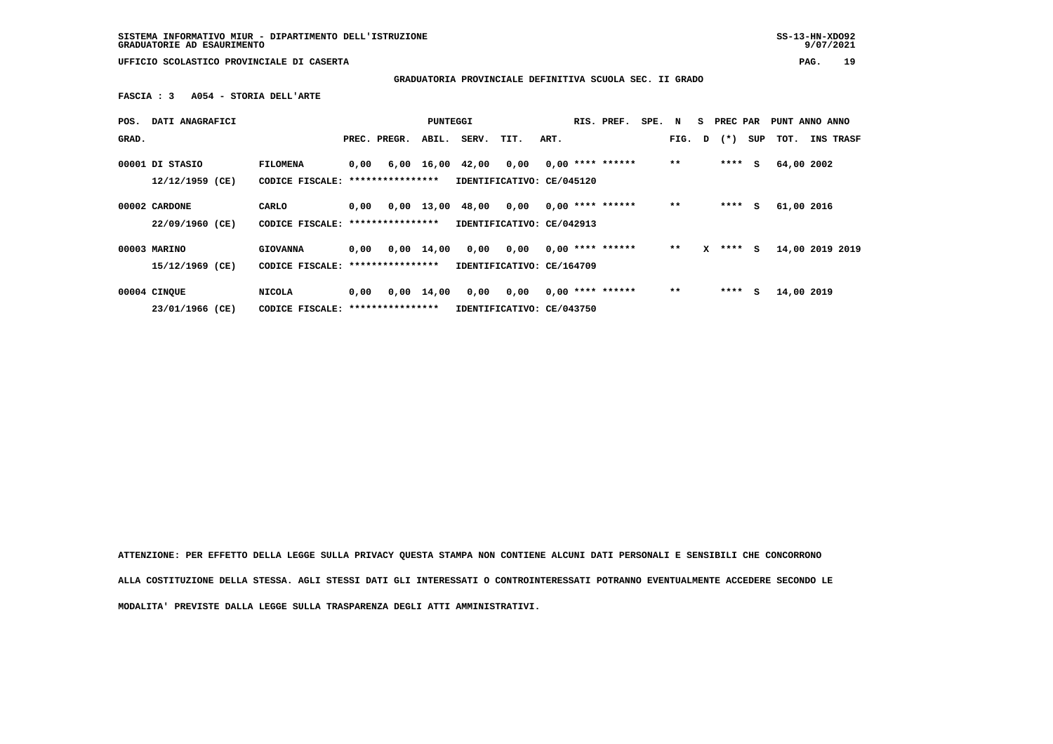SISTEMA INFORMATIVO MIUR - DIPARTIMENTO DELL'ISTRUZIONE
GRADUATORIE AD ESAURIMENTO

UFFICIO SCOLASTICO PROVINCIALE DI CASERTA

**GRADUATORIA PROVINCIALE DEFINITIVA SCUOLA SEC. II GRADO**

**FASCIA : 3 A054 - STORIA DELL'ARTE**

| POS. GRAD. | DATI ANAGRAFICI | | PREC. | PREGR. | ABIL. | SERV. | TIT. | ART. | RIS. | PREF. | SPE. | N FIG. | S D | PREC PAR (*) | SUP | PUNT TOT. | ANNO INS | ANNO TRASF |
|---|---|---|---|---|---|---|---|---|---|---|---|---|---|---|---|---|---|---|
| 00001 | DI STASIO | FILOMENA | 0,00 | 6,00 | 16,00 | 42,00 | 0,00 | 0,00 | **** | ****** | | ** | | **** | S | 64,00 | 2002 | |
| | 12/12/1959 (CE) | CODICE FISCALE: **************** | IDENTIFICATIVO: CE/045120 | | | | | | | | | | | | | | | |
| 00002 | CARDONE | CARLO | 0,00 | 0,00 | 13,00 | 48,00 | 0,00 | 0,00 | **** | ****** | | ** | | **** | S | 61,00 | 2016 | |
| | 22/09/1960 (CE) | CODICE FISCALE: **************** | IDENTIFICATIVO: CE/042913 | | | | | | | | | | | | | | | |
| 00003 | MARINO | GIOVANNA | 0,00 | 0,00 | 14,00 | 0,00 | 0,00 | 0,00 | **** | ****** | | ** | X | **** | S | 14,00 | 2019 | 2019 |
| | 15/12/1969 (CE) | CODICE FISCALE: **************** | IDENTIFICATIVO: CE/164709 | | | | | | | | | | | | | | | |
| 00004 | CINQUE | NICOLA | 0,00 | 0,00 | 14,00 | 0,00 | 0,00 | 0,00 | **** | ****** | | ** | | **** | S | 14,00 | 2019 | |
| | 23/01/1966 (CE) | CODICE FISCALE: **************** | IDENTIFICATIVO: CE/043750 | | | | | | | | | | | | | | | |

ATTENZIONE: PER EFFETTO DELLA LEGGE SULLA PRIVACY QUESTA STAMPA NON CONTIENE ALCUNI DATI PERSONALI E SENSIBILI CHE CONCORRONO ALLA COSTITUZIONE DELLA STESSA. AGLI STESSI DATI GLI INTERESSATI O CONTROINTERESSATI POTRANNO EVENTUALMENTE ACCEDERE SECONDO LE MODALITA' PREVISTE DALLA LEGGE SULLA TRASPARENZA DEGLI ATTI AMMINISTRATIVI.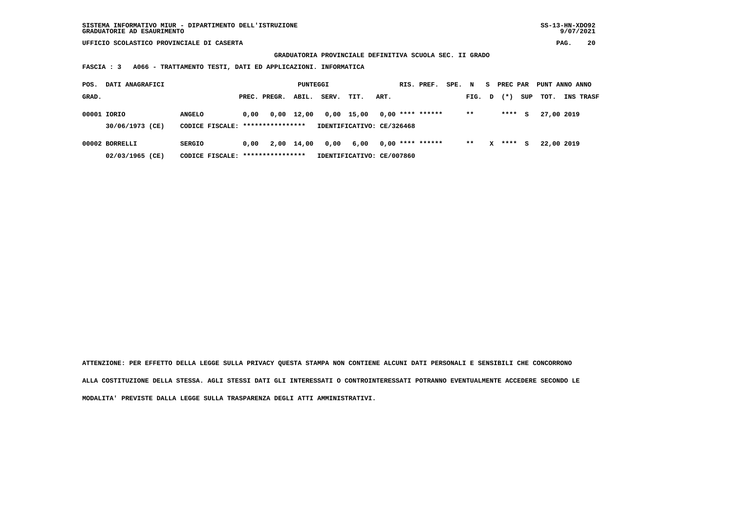SISTEMA INFORMATIVO MIUR - DIPARTIMENTO DELL'ISTRUZIONE
GRADUATORIE AD ESAURIMENTO

UFFICIO SCOLASTICO PROVINCIALE DI CASERTA

**GRADUATORIA PROVINCIALE DEFINITIVA SCUOLA SEC. II GRADO**

**FASCIA : 3 A066 - TRATTAMENTO TESTI, DATI ED APPLICAZIONI. INFORMATICA**

| POS. GRAD. | DATI ANAGRAFICI | | PREC. | PREGR. | ABIL. | SERV. | TIT. | ART. | RIS. | PREF. | SPE. FIG. | N D | S (*) | PREC PAR SUP | PUNT TOT. | ANNO INS | ANNO TRASF |
|---|---|---|---|---|---|---|---|---|---|---|---|---|---|---|---|---|---|
| 00001 | IORIO | ANGELO | 0,00 | 0,00 | 12,00 | 0,00 | 15,00 | 0,00 | **** | ****** | ** | | **** | S | 27,00 | 2019 | |
| | 30/06/1973 (CE) | CODICE FISCALE: **************** | IDENTIFICATIVO: CE/326468 | | | | | | | | | | | | | | |
| 00002 | BORRELLI | SERGIO | 0,00 | 2,00 | 14,00 | 0,00 | 6,00 | 0,00 | **** | ****** | ** | X | **** | S | 22,00 | 2019 | |
| | 02/03/1965 (CE) | CODICE FISCALE: **************** | IDENTIFICATIVO: CE/007860 | | | | | | | | | | | | | | |

ATTENZIONE: PER EFFETTO DELLA LEGGE SULLA PRIVACY QUESTA STAMPA NON CONTIENE ALCUNI DATI PERSONALI E SENSIBILI CHE CONCORRONO ALLA COSTITUZIONE DELLA STESSA. AGLI STESSI DATI GLI INTERESSATI O CONTROINTERESSATI POTRANNO EVENTUALMENTE ACCEDERE SECONDO LE MODALITA' PREVISTE DALLA LEGGE SULLA TRASPARENZA DEGLI ATTI AMMINISTRATIVI.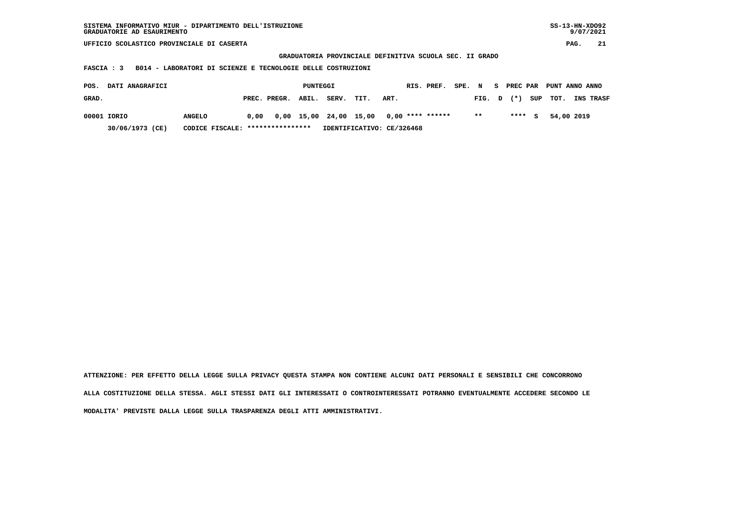SISTEMA INFORMATIVO MIUR - DIPARTIMENTO DELL'ISTRUZIONE
GRADUATORIE AD ESAURIMENTO

UFFICIO SCOLASTICO PROVINCIALE DI CASERTA

**GRADUATORIA PROVINCIALE DEFINITIVA SCUOLA SEC. II GRADO**

**FASCIA : 3 B014 - LABORATORI DI SCIENZE E TECNOLOGIE DELLE COSTRUZIONI**

| POS. GRAD. | DATI ANAGRAFICI | | PUNTEGGI PREC. | PREGR. | ABIL. | SERV. | TIT. | ART. | RIS. | PREF. | SPE. FIG. | N D | S (*) | PREC PAR SUP | PUNT TOT. | ANNO INS | ANNO TRASF |
|---|---|---|---|---|---|---|---|---|---|---|---|---|---|---|---|---|---|
| 00001 | IORIO | ANGELO | 0,00 | 0,00 | 15,00 | 24,00 | 15,00 | 0,00 | **** | ****** | ** | | **** | S | 54,00 | 2019 | |
| | 30/06/1973 (CE) | CODICE FISCALE: **************** | IDENTIFICATIVO: CE/326468 | | | | | | | | | | | | | | |

ATTENZIONE: PER EFFETTO DELLA LEGGE SULLA PRIVACY QUESTA STAMPA NON CONTIENE ALCUNI DATI PERSONALI E SENSIBILI CHE CONCORRONO ALLA COSTITUZIONE DELLA STESSA. AGLI STESSI DATI GLI INTERESSATI O CONTROINTERESSATI POTRANNO EVENTUALMENTE ACCEDERE SECONDO LE MODALITA' PREVISTE DALLA LEGGE SULLA TRASPARENZA DEGLI ATTI AMMINISTRATIVI.